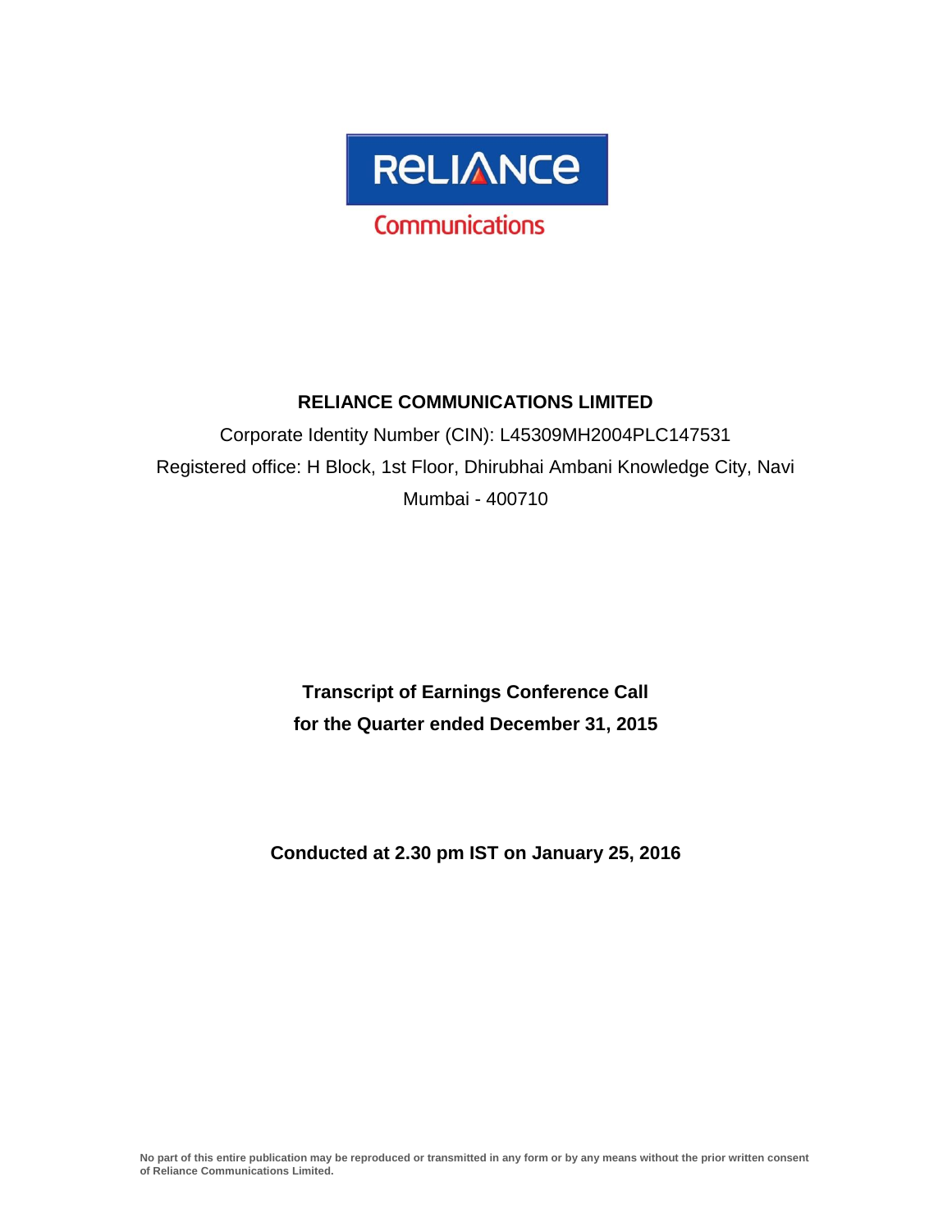RELIANCE

Communications

# RELIANCE COMMUNICATIONS LIMITED

Corporate Identity Number (CIN): L45309MH2004PLC147531

Registered office: H Block, 1st Floor, Dhirubhai Ambani Knowledge City, Navi Mumbai - 400710

**Transcript of Earnings Conference Call**

**for the Quarter ended December 31, 2015**

**Conducted at 2.30 pm IST on January 25, 2016**

**No part of this entire publication may be reproduced or transmitted in any form or by any means without the prior written consent of Reliance Communications Limited.**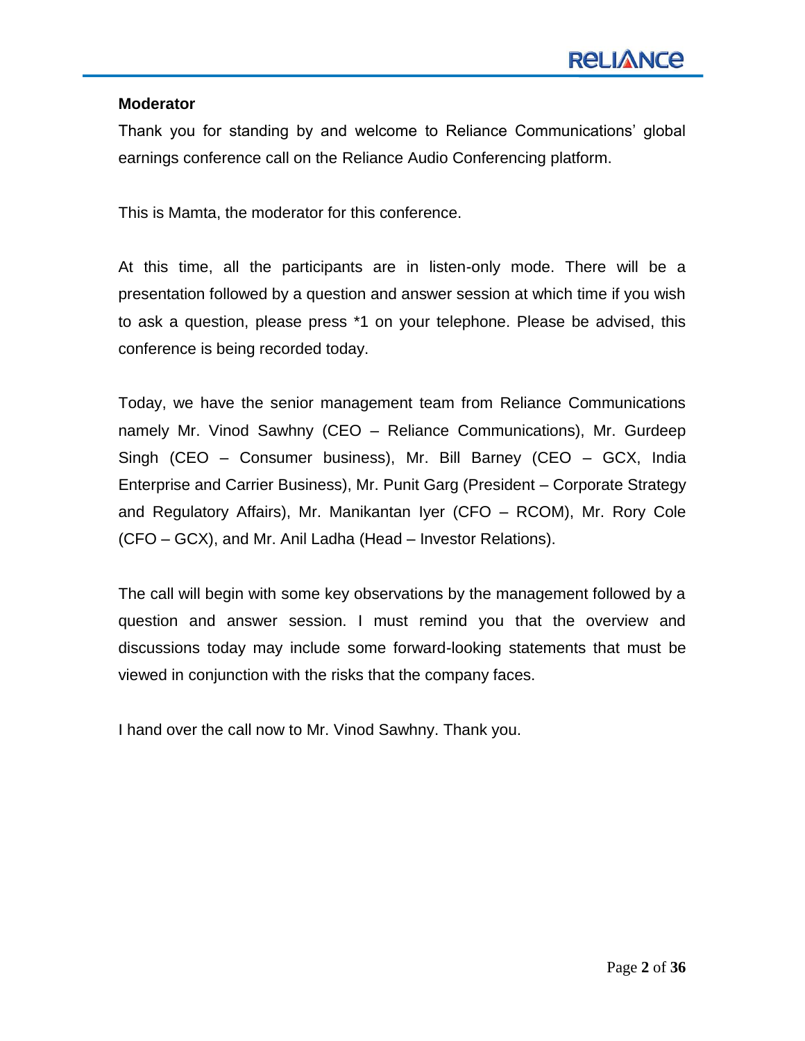**Moderator**

Thank you for standing by and welcome to Reliance Communications' global earnings conference call on the Reliance Audio Conferencing platform.

This is Mamta, the moderator for this conference.

At this time, all the participants are in listen-only mode. There will be a presentation followed by a question and answer session at which time if you wish to ask a question, please press *1 on your telephone. Please be advised, this conference is being recorded today.

Today, we have the senior management team from Reliance Communications namely Mr. Vinod Sawhny (CEO – Reliance Communications), Mr. Gurdeep Singh (CEO – Consumer business), Mr. Bill Barney (CEO – GCX, India Enterprise and Carrier Business), Mr. Punit Garg (President – Corporate Strategy and Regulatory Affairs), Mr. Manikantan Iyer (CFO – RCOM), Mr. Rory Cole (CFO – GCX), and Mr. Anil Ladha (Head – Investor Relations).

The call will begin with some key observations by the management followed by a question and answer session. I must remind you that the overview and discussions today may include some forward-looking statements that must be viewed in conjunction with the risks that the company faces.

I hand over the call now to Mr. Vinod Sawhny. Thank you.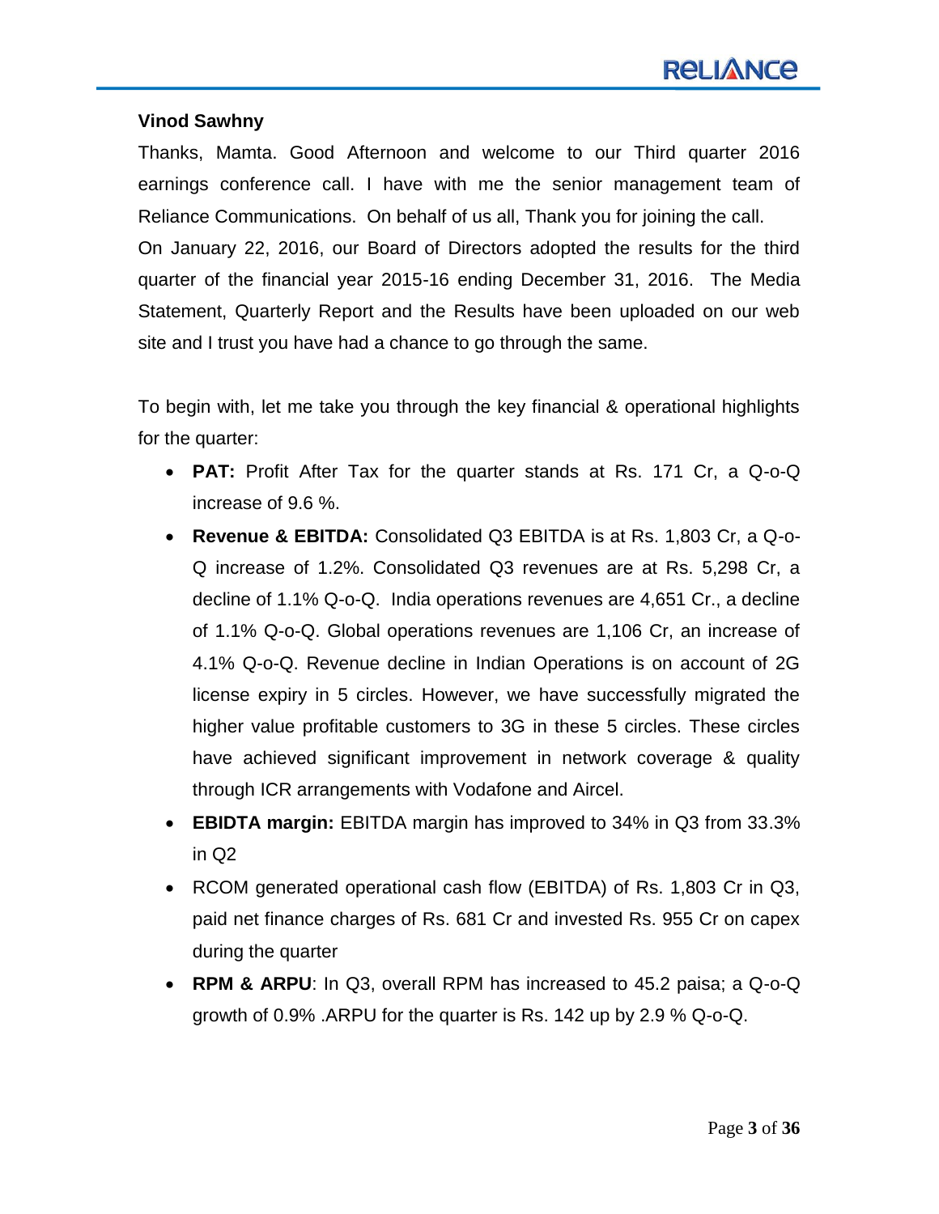**Vinod Sawhny**

Thanks, Mamta. Good Afternoon and welcome to our Third quarter 2016 earnings conference call. I have with me the senior management team of Reliance Communications. On behalf of us all, Thank you for joining the call.

On January 22, 2016, our Board of Directors adopted the results for the third quarter of the financial year 2015-16 ending December 31, 2016. The Media Statement, Quarterly Report and the Results have been uploaded on our web site and I trust you have had a chance to go through the same.

To begin with, let me take you through the key financial & operational highlights for the quarter:

- **PAT:** Profit After Tax for the quarter stands at Rs. 171 Cr, a Q-o-Q increase of 9.6 %.
- **Revenue & EBITDA:** Consolidated Q3 EBITDA is at Rs. 1,803 Cr, a Q-o-Q increase of 1.2%. Consolidated Q3 revenues are at Rs. 5,298 Cr, a decline of 1.1% Q-o-Q. India operations revenues are 4,651 Cr., a decline of 1.1% Q-o-Q. Global operations revenues are 1,106 Cr, an increase of 4.1% Q-o-Q. Revenue decline in Indian Operations is on account of 2G license expiry in 5 circles. However, we have successfully migrated the higher value profitable customers to 3G in these 5 circles. These circles have achieved significant improvement in network coverage & quality through ICR arrangements with Vodafone and Aircel.
- **EBIDTA margin:** EBITDA margin has improved to 34% in Q3 from 33.3% in Q2
- RCOM generated operational cash flow (EBITDA) of Rs. 1,803 Cr in Q3, paid net finance charges of Rs. 681 Cr and invested Rs. 955 Cr on capex during the quarter
- **RPM & ARPU**: In Q3, overall RPM has increased to 45.2 paisa; a Q-o-Q growth of 0.9% .ARPU for the quarter is Rs. 142 up by 2.9 % Q-o-Q.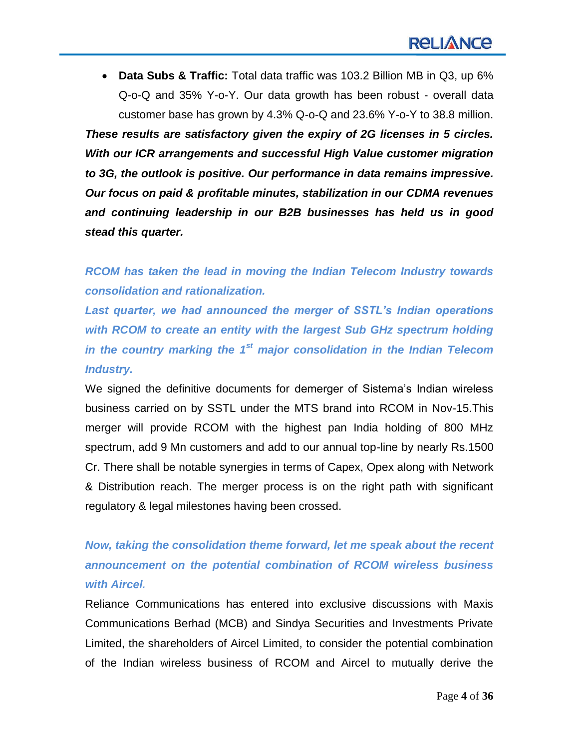- **Data Subs & Traffic:** Total data traffic was 103.2 Billion MB in Q3, up 6% Q-o-Q and 35% Y-o-Y. Our data growth has been robust - overall data customer base has grown by 4.3% Q-o-Q and 23.6% Y-o-Y to 38.8 million.

***These results are satisfactory given the expiry of 2G licenses in 5 circles. With our ICR arrangements and successful High Value customer migration to 3G, the outlook is positive. Our performance in data remains impressive. Our focus on paid & profitable minutes, stabilization in our CDMA revenues and continuing leadership in our B2B businesses has held us in good stead this quarter.***

***RCOM has taken the lead in moving the Indian Telecom Industry towards consolidation and rationalization.***

***Last quarter, we had announced the merger of SSTL's Indian operations with RCOM to create an entity with the largest Sub GHz spectrum holding in the country marking the 1st major consolidation in the Indian Telecom Industry.***

We signed the definitive documents for demerger of Sistema's Indian wireless business carried on by SSTL under the MTS brand into RCOM in Nov-15.This merger will provide RCOM with the highest pan India holding of 800 MHz spectrum, add 9 Mn customers and add to our annual top-line by nearly Rs.1500 Cr. There shall be notable synergies in terms of Capex, Opex along with Network & Distribution reach. The merger process is on the right path with significant regulatory & legal milestones having been crossed.

***Now, taking the consolidation theme forward, let me speak about the recent announcement on the potential combination of RCOM wireless business with Aircel.***

Reliance Communications has entered into exclusive discussions with Maxis Communications Berhad (MCB) and Sindya Securities and Investments Private Limited, the shareholders of Aircel Limited, to consider the potential combination of the Indian wireless business of RCOM and Aircel to mutually derive the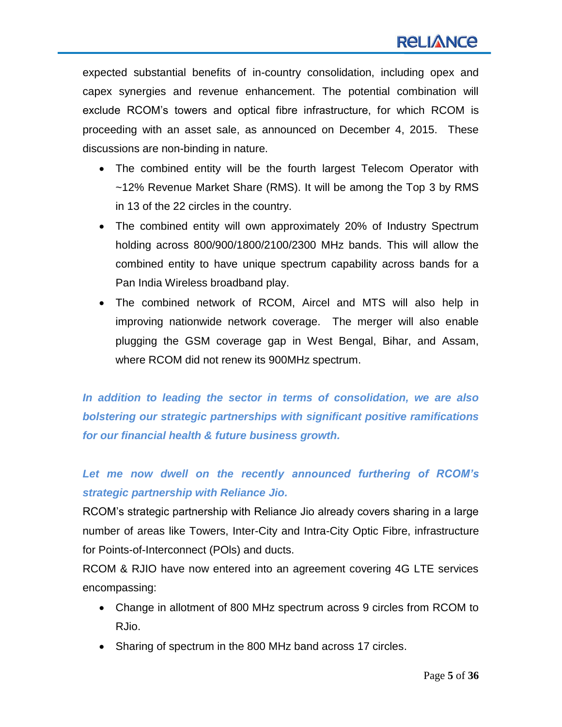expected substantial benefits of in-country consolidation, including opex and capex synergies and revenue enhancement. The potential combination will exclude RCOM's towers and optical fibre infrastructure, for which RCOM is proceeding with an asset sale, as announced on December 4, 2015. These discussions are non-binding in nature.

- The combined entity will be the fourth largest Telecom Operator with ~12% Revenue Market Share (RMS). It will be among the Top 3 by RMS in 13 of the 22 circles in the country.
- The combined entity will own approximately 20% of Industry Spectrum holding across 800/900/1800/2100/2300 MHz bands. This will allow the combined entity to have unique spectrum capability across bands for a Pan India Wireless broadband play.
- The combined network of RCOM, Aircel and MTS will also help in improving nationwide network coverage. The merger will also enable plugging the GSM coverage gap in West Bengal, Bihar, and Assam, where RCOM did not renew its 900MHz spectrum.

***In addition to leading the sector in terms of consolidation, we are also bolstering our strategic partnerships with significant positive ramifications for our financial health & future business growth.***

***Let me now dwell on the recently announced furthering of RCOM's strategic partnership with Reliance Jio.***

RCOM's strategic partnership with Reliance Jio already covers sharing in a large number of areas like Towers, Inter-City and Intra-City Optic Fibre, infrastructure for Points-of-Interconnect (POls) and ducts.

RCOM & RJIO have now entered into an agreement covering 4G LTE services encompassing:

- Change in allotment of 800 MHz spectrum across 9 circles from RCOM to RJio.
- Sharing of spectrum in the 800 MHz band across 17 circles.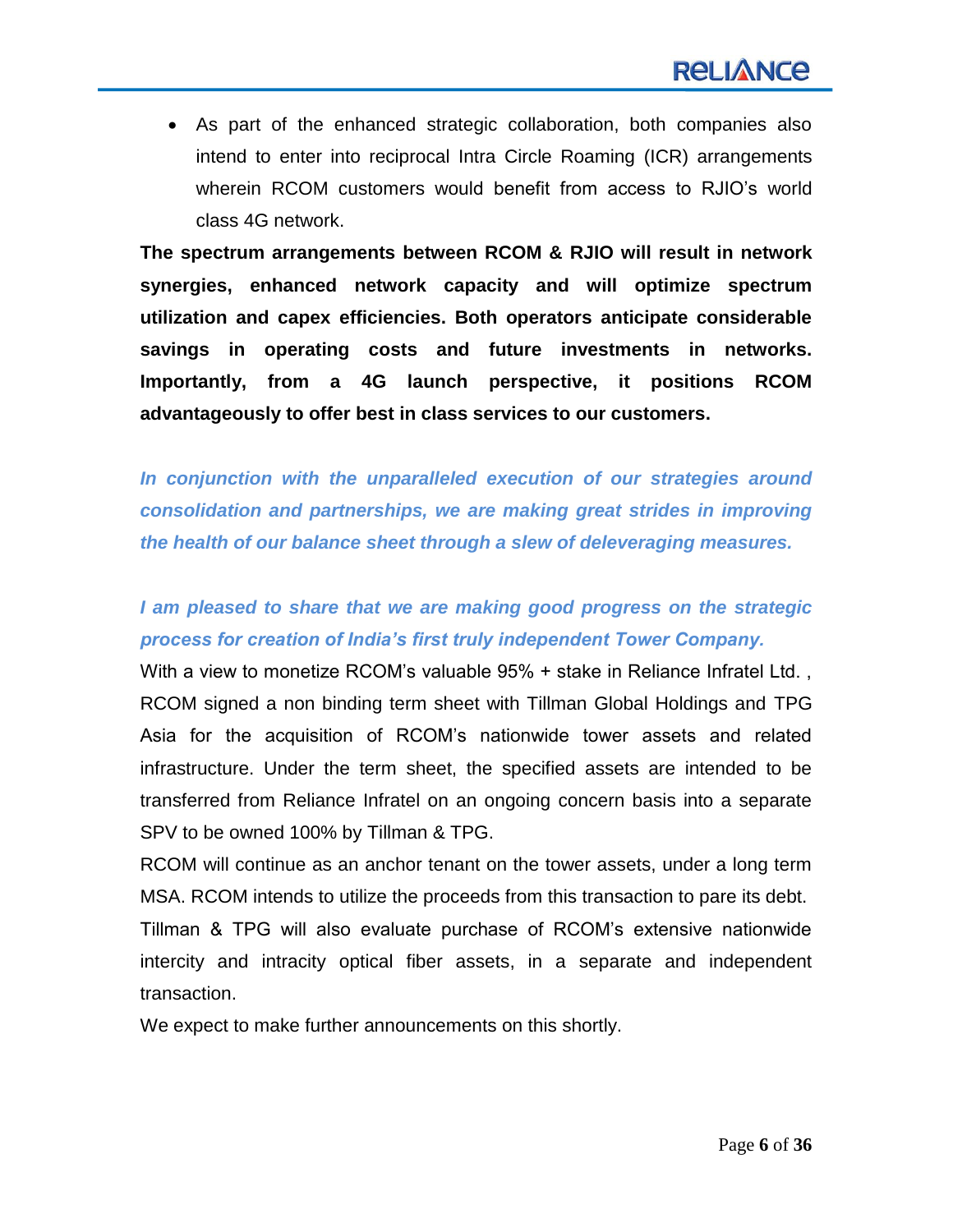- As part of the enhanced strategic collaboration, both companies also intend to enter into reciprocal Intra Circle Roaming (ICR) arrangements wherein RCOM customers would benefit from access to RJIO's world class 4G network.

**The spectrum arrangements between RCOM & RJIO will result in network synergies, enhanced network capacity and will optimize spectrum utilization and capex efficiencies. Both operators anticipate considerable savings in operating costs and future investments in networks. Importantly, from a 4G launch perspective, it positions RCOM advantageously to offer best in class services to our customers.**

***In conjunction with the unparalleled execution of our strategies around consolidation and partnerships, we are making great strides in improving the health of our balance sheet through a slew of deleveraging measures.***

***I am pleased to share that we are making good progress on the strategic process for creation of India's first truly independent Tower Company.***

With a view to monetize RCOM's valuable 95% + stake in Reliance Infratel Ltd. , RCOM signed a non binding term sheet with Tillman Global Holdings and TPG Asia for the acquisition of RCOM's nationwide tower assets and related infrastructure. Under the term sheet, the specified assets are intended to be transferred from Reliance Infratel on an ongoing concern basis into a separate SPV to be owned 100% by Tillman & TPG.

RCOM will continue as an anchor tenant on the tower assets, under a long term MSA. RCOM intends to utilize the proceeds from this transaction to pare its debt.

Tillman & TPG will also evaluate purchase of RCOM's extensive nationwide intercity and intracity optical fiber assets, in a separate and independent transaction.

We expect to make further announcements on this shortly.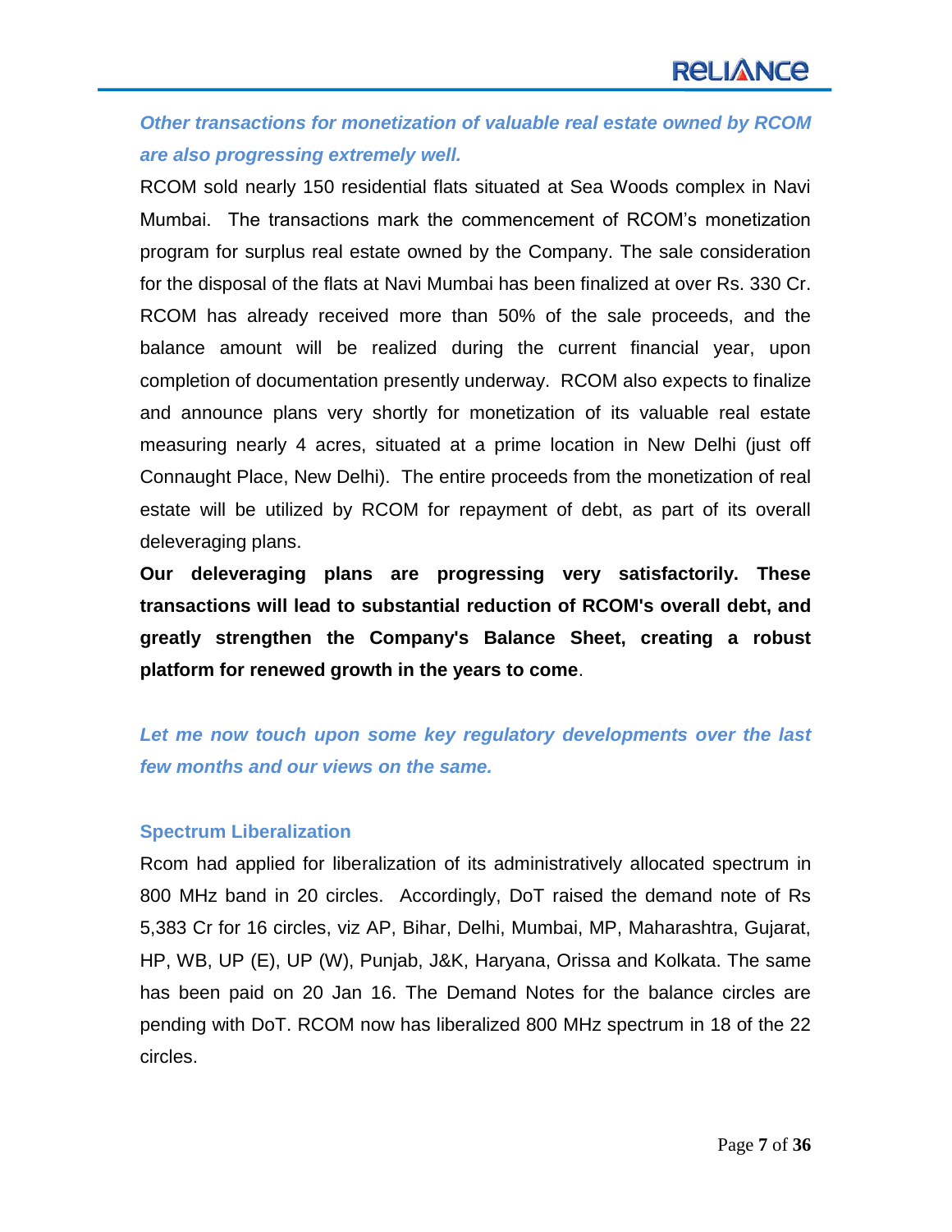***Other transactions for monetization of valuable real estate owned by RCOM are also progressing extremely well.***

RCOM sold nearly 150 residential flats situated at Sea Woods complex in Navi Mumbai. The transactions mark the commencement of RCOM's monetization program for surplus real estate owned by the Company. The sale consideration for the disposal of the flats at Navi Mumbai has been finalized at over Rs. 330 Cr. RCOM has already received more than 50% of the sale proceeds, and the balance amount will be realized during the current financial year, upon completion of documentation presently underway. RCOM also expects to finalize and announce plans very shortly for monetization of its valuable real estate measuring nearly 4 acres, situated at a prime location in New Delhi (just off Connaught Place, New Delhi). The entire proceeds from the monetization of real estate will be utilized by RCOM for repayment of debt, as part of its overall deleveraging plans.

**Our deleveraging plans are progressing very satisfactorily. These transactions will lead to substantial reduction of RCOM's overall debt, and greatly strengthen the Company's Balance Sheet, creating a robust platform for renewed growth in the years to come**.

***Let me now touch upon some key regulatory developments over the last few months and our views on the same.***

### Spectrum Liberalization

Rcom had applied for liberalization of its administratively allocated spectrum in 800 MHz band in 20 circles. Accordingly, DoT raised the demand note of Rs 5,383 Cr for 16 circles, viz AP, Bihar, Delhi, Mumbai, MP, Maharashtra, Gujarat, HP, WB, UP (E), UP (W), Punjab, J&K, Haryana, Orissa and Kolkata. The same has been paid on 20 Jan 16. The Demand Notes for the balance circles are pending with DoT. RCOM now has liberalized 800 MHz spectrum in 18 of the 22 circles.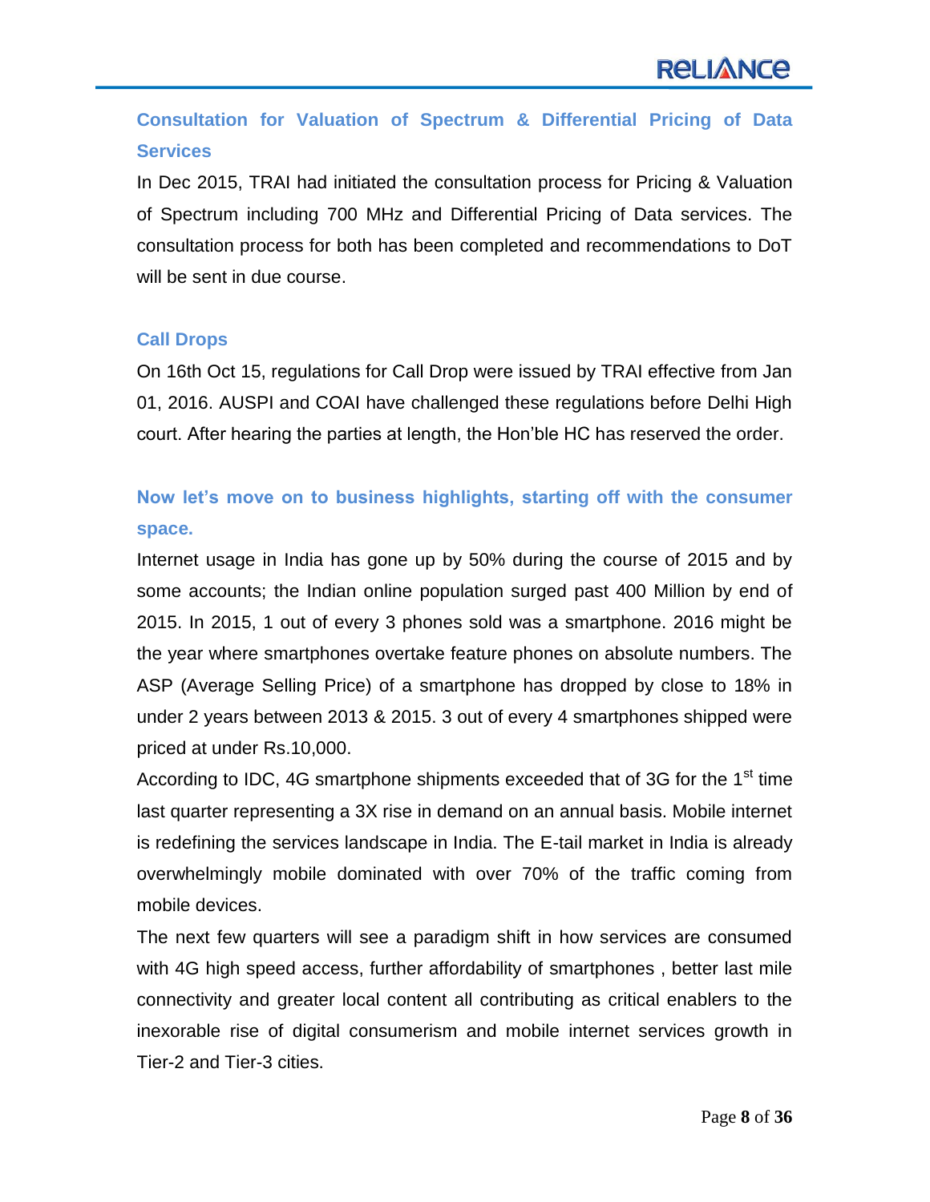## Consultation for Valuation of Spectrum & Differential Pricing of Data Services

In Dec 2015, TRAI had initiated the consultation process for Pricing & Valuation of Spectrum including 700 MHz and Differential Pricing of Data services. The consultation process for both has been completed and recommendations to DoT will be sent in due course.

## Call Drops

On 16th Oct 15, regulations for Call Drop were issued by TRAI effective from Jan 01, 2016. AUSPI and COAI have challenged these regulations before Delhi High court. After hearing the parties at length, the Hon'ble HC has reserved the order.

## Now let's move on to business highlights, starting off with the consumer space.

Internet usage in India has gone up by 50% during the course of 2015 and by some accounts; the Indian online population surged past 400 Million by end of 2015. In 2015, 1 out of every 3 phones sold was a smartphone. 2016 might be the year where smartphones overtake feature phones on absolute numbers. The ASP (Average Selling Price) of a smartphone has dropped by close to 18% in under 2 years between 2013 & 2015. 3 out of every 4 smartphones shipped were priced at under Rs.10,000.

According to IDC, 4G smartphone shipments exceeded that of 3G for the 1st time last quarter representing a 3X rise in demand on an annual basis. Mobile internet is redefining the services landscape in India. The E-tail market in India is already overwhelmingly mobile dominated with over 70% of the traffic coming from mobile devices.

The next few quarters will see a paradigm shift in how services are consumed with 4G high speed access, further affordability of smartphones , better last mile connectivity and greater local content all contributing as critical enablers to the inexorable rise of digital consumerism and mobile internet services growth in Tier-2 and Tier-3 cities.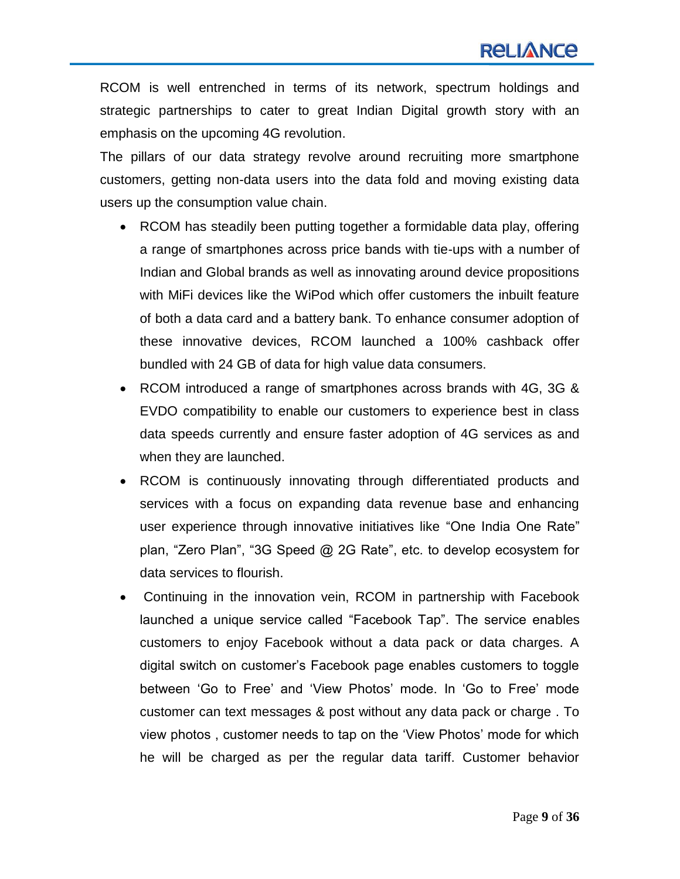RCOM is well entrenched in terms of its network, spectrum holdings and strategic partnerships to cater to great Indian Digital growth story with an emphasis on the upcoming 4G revolution.

The pillars of our data strategy revolve around recruiting more smartphone customers, getting non-data users into the data fold and moving existing data users up the consumption value chain.

- RCOM has steadily been putting together a formidable data play, offering a range of smartphones across price bands with tie-ups with a number of Indian and Global brands as well as innovating around device propositions with MiFi devices like the WiPod which offer customers the inbuilt feature of both a data card and a battery bank. To enhance consumer adoption of these innovative devices, RCOM launched a 100% cashback offer bundled with 24 GB of data for high value data consumers.
- RCOM introduced a range of smartphones across brands with 4G, 3G & EVDO compatibility to enable our customers to experience best in class data speeds currently and ensure faster adoption of 4G services as and when they are launched.
- RCOM is continuously innovating through differentiated products and services with a focus on expanding data revenue base and enhancing user experience through innovative initiatives like "One India One Rate" plan, "Zero Plan", "3G Speed @ 2G Rate", etc. to develop ecosystem for data services to flourish.
- Continuing in the innovation vein, RCOM in partnership with Facebook launched a unique service called "Facebook Tap". The service enables customers to enjoy Facebook without a data pack or data charges. A digital switch on customer's Facebook page enables customers to toggle between 'Go to Free' and 'View Photos' mode. In 'Go to Free' mode customer can text messages & post without any data pack or charge . To view photos , customer needs to tap on the 'View Photos' mode for which he will be charged as per the regular data tariff. Customer behavior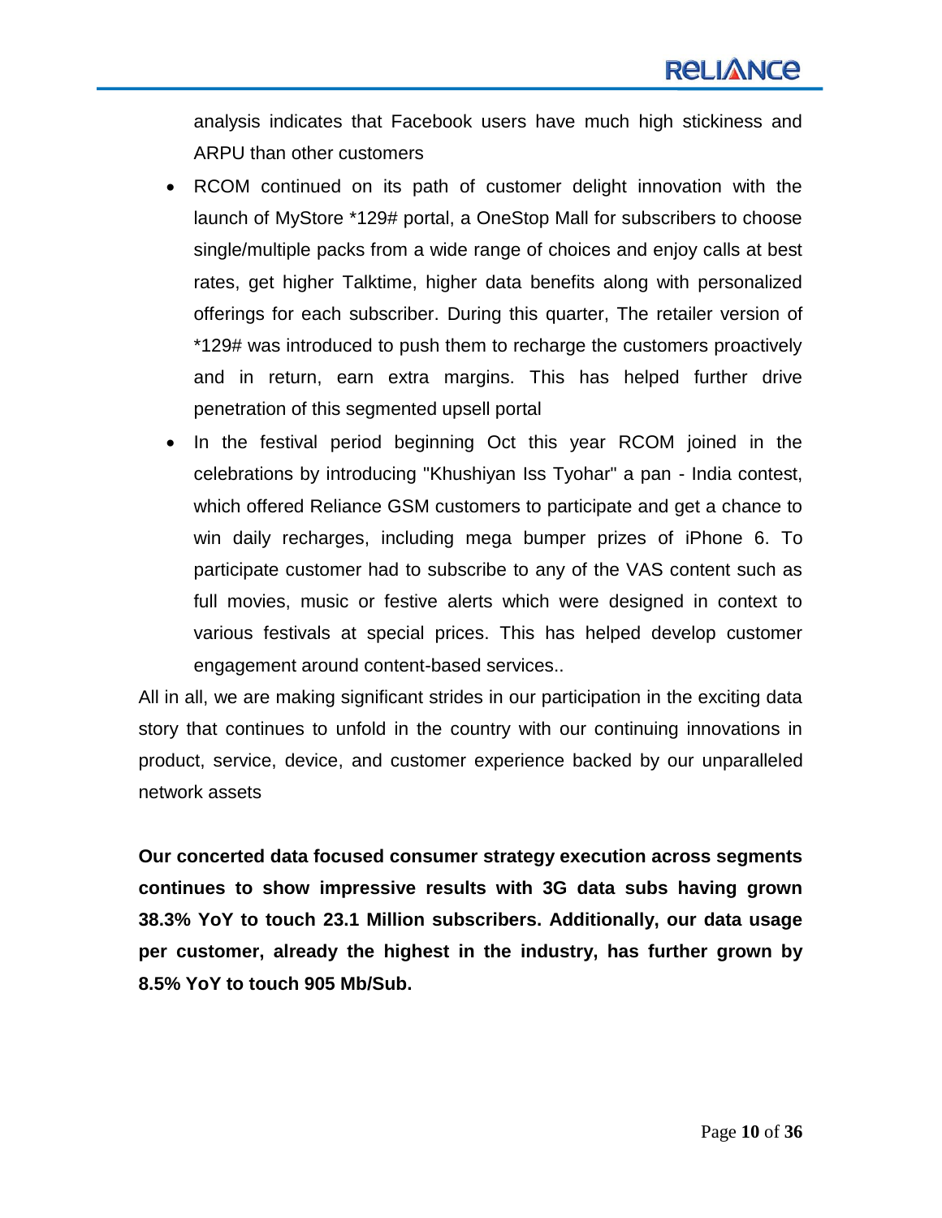analysis indicates that Facebook users have much high stickiness and ARPU than other customers

- RCOM continued on its path of customer delight innovation with the launch of MyStore *129# portal, a OneStop Mall for subscribers to choose single/multiple packs from a wide range of choices and enjoy calls at best rates, get higher Talktime, higher data benefits along with personalized offerings for each subscriber. During this quarter, The retailer version of *129# was introduced to push them to recharge the customers proactively and in return, earn extra margins. This has helped further drive penetration of this segmented upsell portal
- In the festival period beginning Oct this year RCOM joined in the celebrations by introducing "Khushiyan Iss Tyohar" a pan - India contest, which offered Reliance GSM customers to participate and get a chance to win daily recharges, including mega bumper prizes of iPhone 6. To participate customer had to subscribe to any of the VAS content such as full movies, music or festive alerts which were designed in context to various festivals at special prices. This has helped develop customer engagement around content-based services..

All in all, we are making significant strides in our participation in the exciting data story that continues to unfold in the country with our continuing innovations in product, service, device, and customer experience backed by our unparalleled network assets

**Our concerted data focused consumer strategy execution across segments continues to show impressive results with 3G data subs having grown 38.3% YoY to touch 23.1 Million subscribers. Additionally, our data usage per customer, already the highest in the industry, has further grown by 8.5% YoY to touch 905 Mb/Sub.**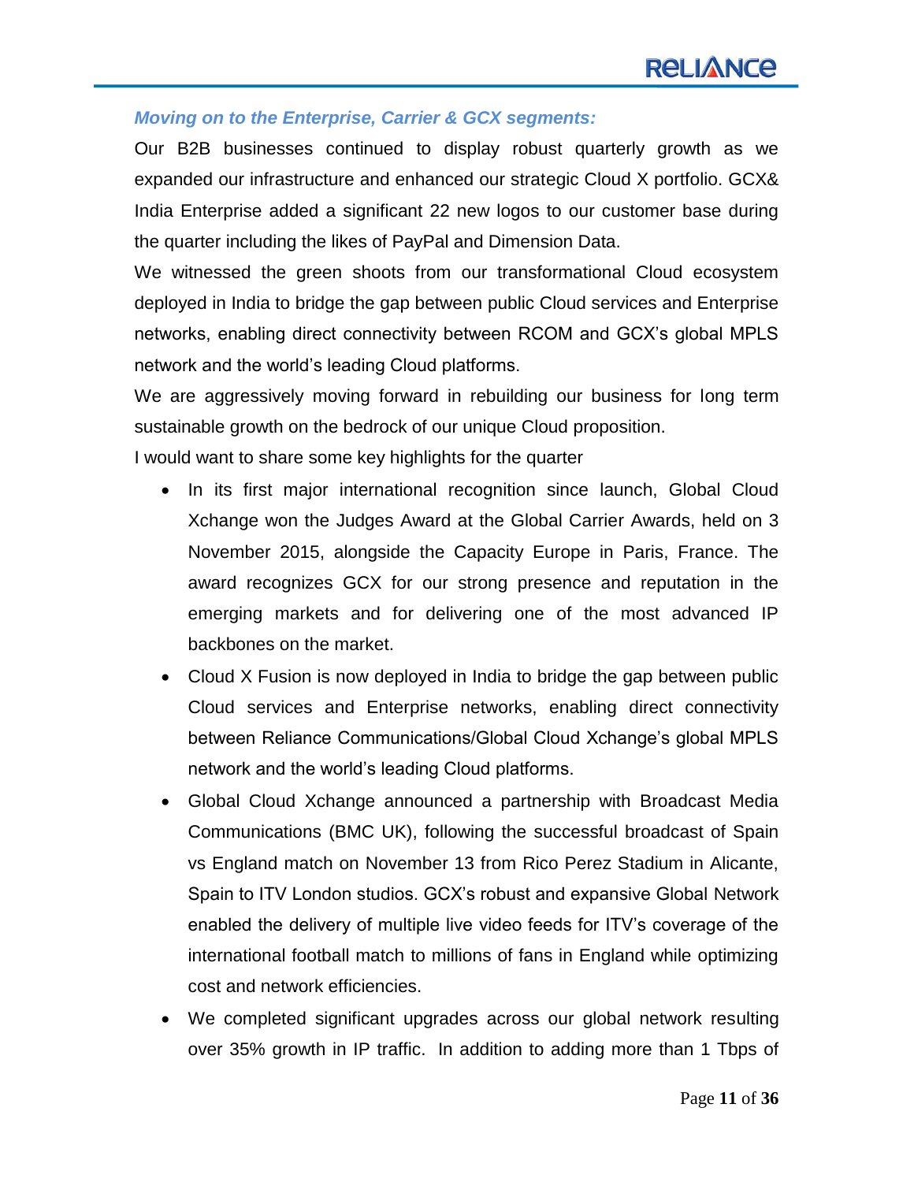*Moving on to the Enterprise, Carrier & GCX segments:*

Our B2B businesses continued to display robust quarterly growth as we expanded our infrastructure and enhanced our strategic Cloud X portfolio. GCX& India Enterprise added a significant 22 new logos to our customer base during the quarter including the likes of PayPal and Dimension Data.

We witnessed the green shoots from our transformational Cloud ecosystem deployed in India to bridge the gap between public Cloud services and Enterprise networks, enabling direct connectivity between RCOM and GCX's global MPLS network and the world's leading Cloud platforms.

We are aggressively moving forward in rebuilding our business for long term sustainable growth on the bedrock of our unique Cloud proposition.

I would want to share some key highlights for the quarter

- In its first major international recognition since launch, Global Cloud Xchange won the Judges Award at the Global Carrier Awards, held on 3 November 2015, alongside the Capacity Europe in Paris, France. The award recognizes GCX for our strong presence and reputation in the emerging markets and for delivering one of the most advanced IP backbones on the market.
- Cloud X Fusion is now deployed in India to bridge the gap between public Cloud services and Enterprise networks, enabling direct connectivity between Reliance Communications/Global Cloud Xchange's global MPLS network and the world's leading Cloud platforms.
- Global Cloud Xchange announced a partnership with Broadcast Media Communications (BMC UK), following the successful broadcast of Spain vs England match on November 13 from Rico Perez Stadium in Alicante, Spain to ITV London studios. GCX's robust and expansive Global Network enabled the delivery of multiple live video feeds for ITV's coverage of the international football match to millions of fans in England while optimizing cost and network efficiencies.
- We completed significant upgrades across our global network resulting over 35% growth in IP traffic. In addition to adding more than 1 Tbps of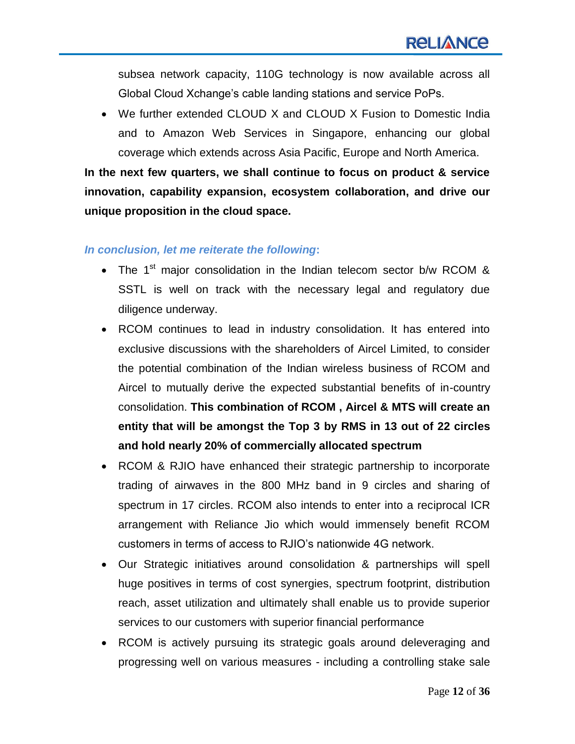subsea network capacity, 110G technology is now available across all Global Cloud Xchange's cable landing stations and service PoPs.

- We further extended CLOUD X and CLOUD X Fusion to Domestic India and to Amazon Web Services in Singapore, enhancing our global coverage which extends across Asia Pacific, Europe and North America.

**In the next few quarters, we shall continue to focus on product & service innovation, capability expansion, ecosystem collaboration, and drive our unique proposition in the cloud space.**

***In conclusion, let me reiterate the following*:**

- The 1st major consolidation in the Indian telecom sector b/w RCOM & SSTL is well on track with the necessary legal and regulatory due diligence underway.
- RCOM continues to lead in industry consolidation. It has entered into exclusive discussions with the shareholders of Aircel Limited, to consider the potential combination of the Indian wireless business of RCOM and Aircel to mutually derive the expected substantial benefits of in-country consolidation. **This combination of RCOM , Aircel & MTS will create an entity that will be amongst the Top 3 by RMS in 13 out of 22 circles and hold nearly 20% of commercially allocated spectrum**
- RCOM & RJIO have enhanced their strategic partnership to incorporate trading of airwaves in the 800 MHz band in 9 circles and sharing of spectrum in 17 circles. RCOM also intends to enter into a reciprocal ICR arrangement with Reliance Jio which would immensely benefit RCOM customers in terms of access to RJIO's nationwide 4G network.
- Our Strategic initiatives around consolidation & partnerships will spell huge positives in terms of cost synergies, spectrum footprint, distribution reach, asset utilization and ultimately shall enable us to provide superior services to our customers with superior financial performance
- RCOM is actively pursuing its strategic goals around deleveraging and progressing well on various measures - including a controlling stake sale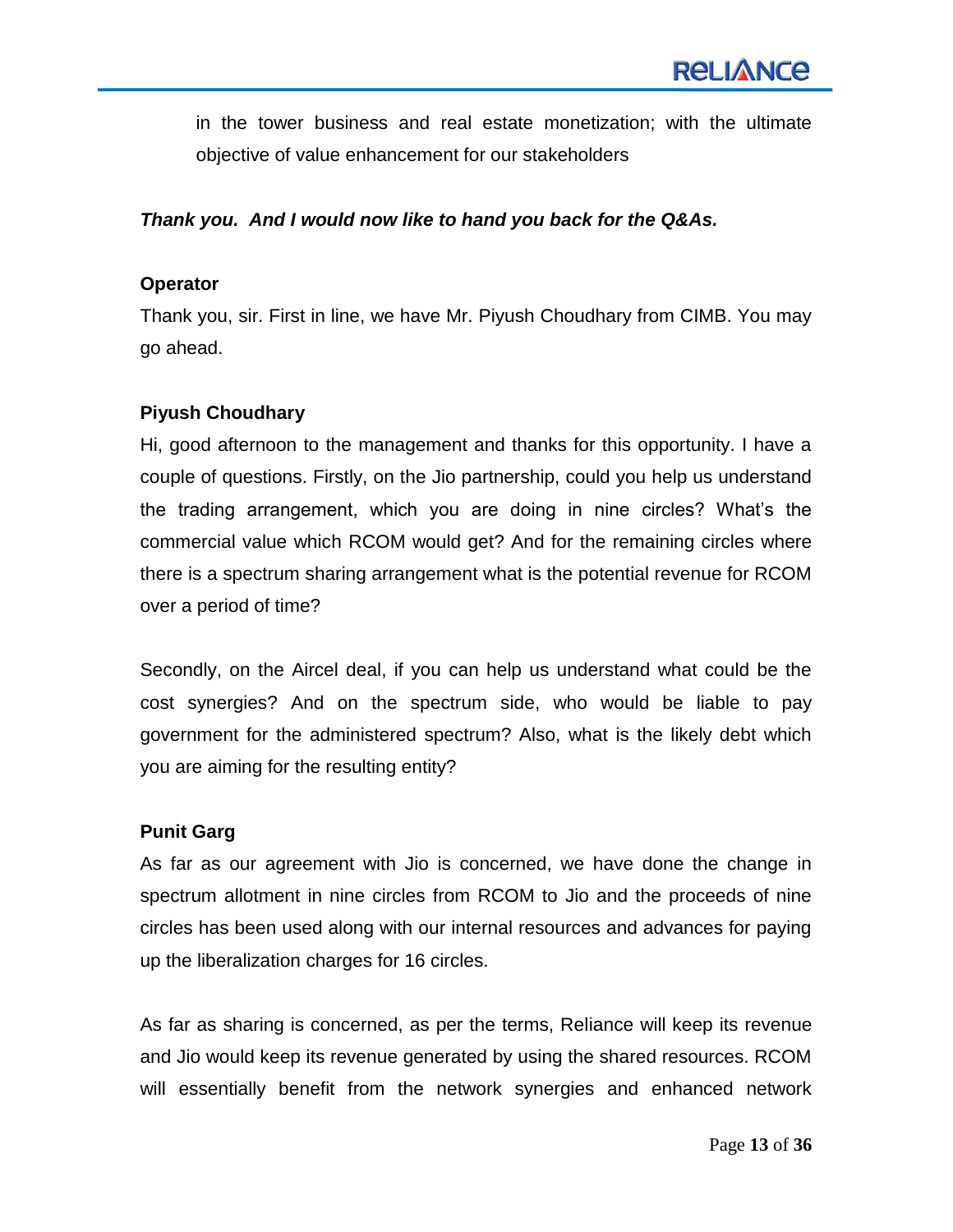in the tower business and real estate monetization; with the ultimate objective of value enhancement for our stakeholders

***Thank you. And I would now like to hand you back for the Q&As.***

**Operator**

Thank you, sir. First in line, we have Mr. Piyush Choudhary from CIMB. You may go ahead.

**Piyush Choudhary**

Hi, good afternoon to the management and thanks for this opportunity. I have a couple of questions. Firstly, on the Jio partnership, could you help us understand the trading arrangement, which you are doing in nine circles? What's the commercial value which RCOM would get? And for the remaining circles where there is a spectrum sharing arrangement what is the potential revenue for RCOM over a period of time?

Secondly, on the Aircel deal, if you can help us understand what could be the cost synergies? And on the spectrum side, who would be liable to pay government for the administered spectrum? Also, what is the likely debt which you are aiming for the resulting entity?

**Punit Garg**

As far as our agreement with Jio is concerned, we have done the change in spectrum allotment in nine circles from RCOM to Jio and the proceeds of nine circles has been used along with our internal resources and advances for paying up the liberalization charges for 16 circles.

As far as sharing is concerned, as per the terms, Reliance will keep its revenue and Jio would keep its revenue generated by using the shared resources. RCOM will essentially benefit from the network synergies and enhanced network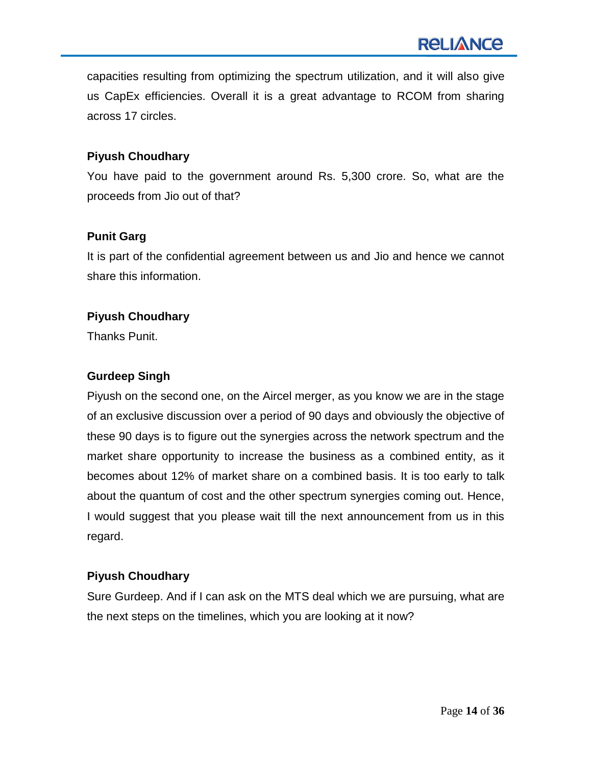capacities resulting from optimizing the spectrum utilization, and it will also give us CapEx efficiencies. Overall it is a great advantage to RCOM from sharing across 17 circles.

**Piyush Choudhary**

You have paid to the government around Rs. 5,300 crore. So, what are the proceeds from Jio out of that?

**Punit Garg**

It is part of the confidential agreement between us and Jio and hence we cannot share this information.

**Piyush Choudhary**

Thanks Punit.

**Gurdeep Singh**

Piyush on the second one, on the Aircel merger, as you know we are in the stage of an exclusive discussion over a period of 90 days and obviously the objective of these 90 days is to figure out the synergies across the network spectrum and the market share opportunity to increase the business as a combined entity, as it becomes about 12% of market share on a combined basis. It is too early to talk about the quantum of cost and the other spectrum synergies coming out. Hence, I would suggest that you please wait till the next announcement from us in this regard.

**Piyush Choudhary**

Sure Gurdeep. And if I can ask on the MTS deal which we are pursuing, what are the next steps on the timelines, which you are looking at it now?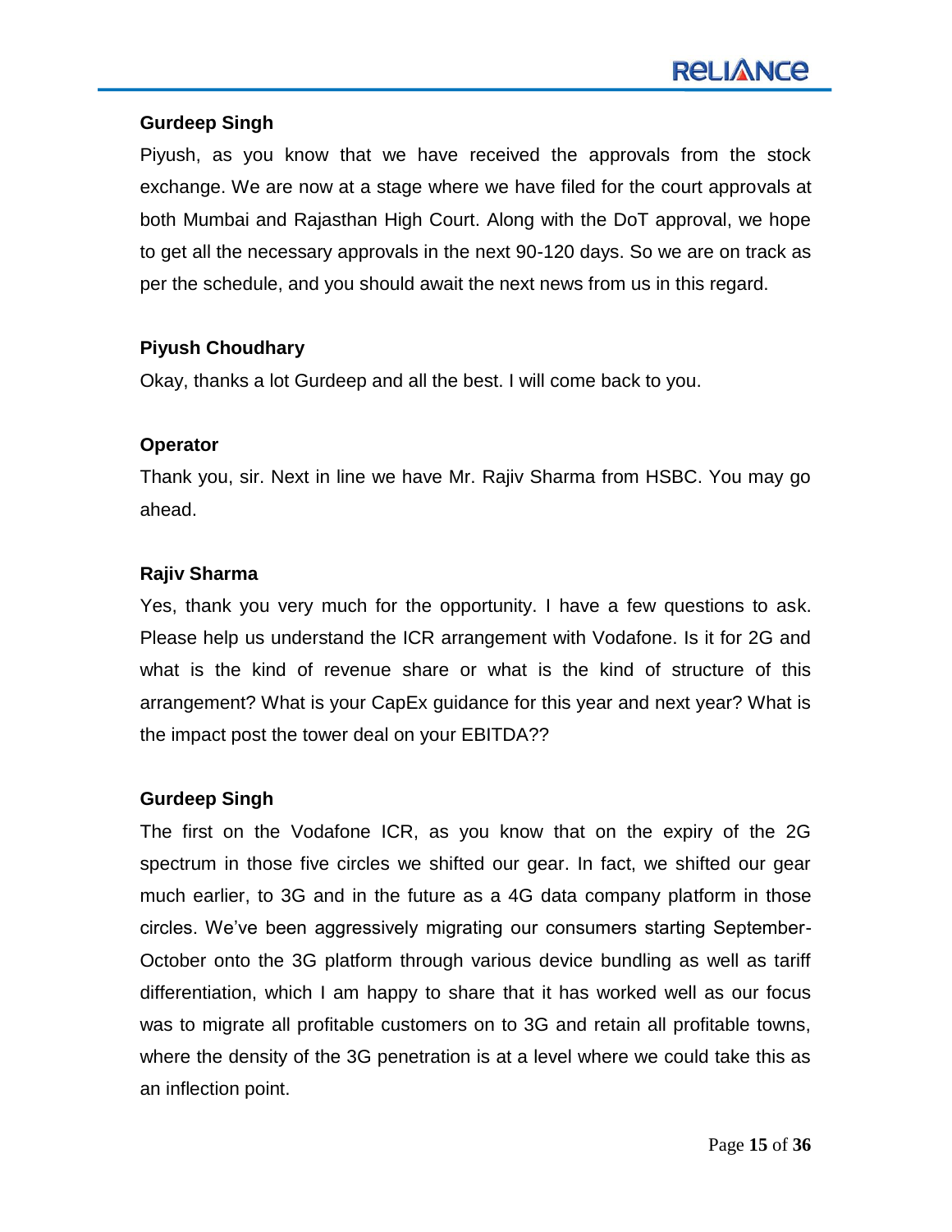**Gurdeep Singh**

Piyush, as you know that we have received the approvals from the stock exchange. We are now at a stage where we have filed for the court approvals at both Mumbai and Rajasthan High Court. Along with the DoT approval, we hope to get all the necessary approvals in the next 90-120 days. So we are on track as per the schedule, and you should await the next news from us in this regard.

**Piyush Choudhary**

Okay, thanks a lot Gurdeep and all the best. I will come back to you.

**Operator**

Thank you, sir. Next in line we have Mr. Rajiv Sharma from HSBC. You may go ahead.

**Rajiv Sharma**

Yes, thank you very much for the opportunity. I have a few questions to ask. Please help us understand the ICR arrangement with Vodafone. Is it for 2G and what is the kind of revenue share or what is the kind of structure of this arrangement? What is your CapEx guidance for this year and next year? What is the impact post the tower deal on your EBITDA??

**Gurdeep Singh**

The first on the Vodafone ICR, as you know that on the expiry of the 2G spectrum in those five circles we shifted our gear. In fact, we shifted our gear much earlier, to 3G and in the future as a 4G data company platform in those circles. We've been aggressively migrating our consumers starting September-October onto the 3G platform through various device bundling as well as tariff differentiation, which I am happy to share that it has worked well as our focus was to migrate all profitable customers on to 3G and retain all profitable towns, where the density of the 3G penetration is at a level where we could take this as an inflection point.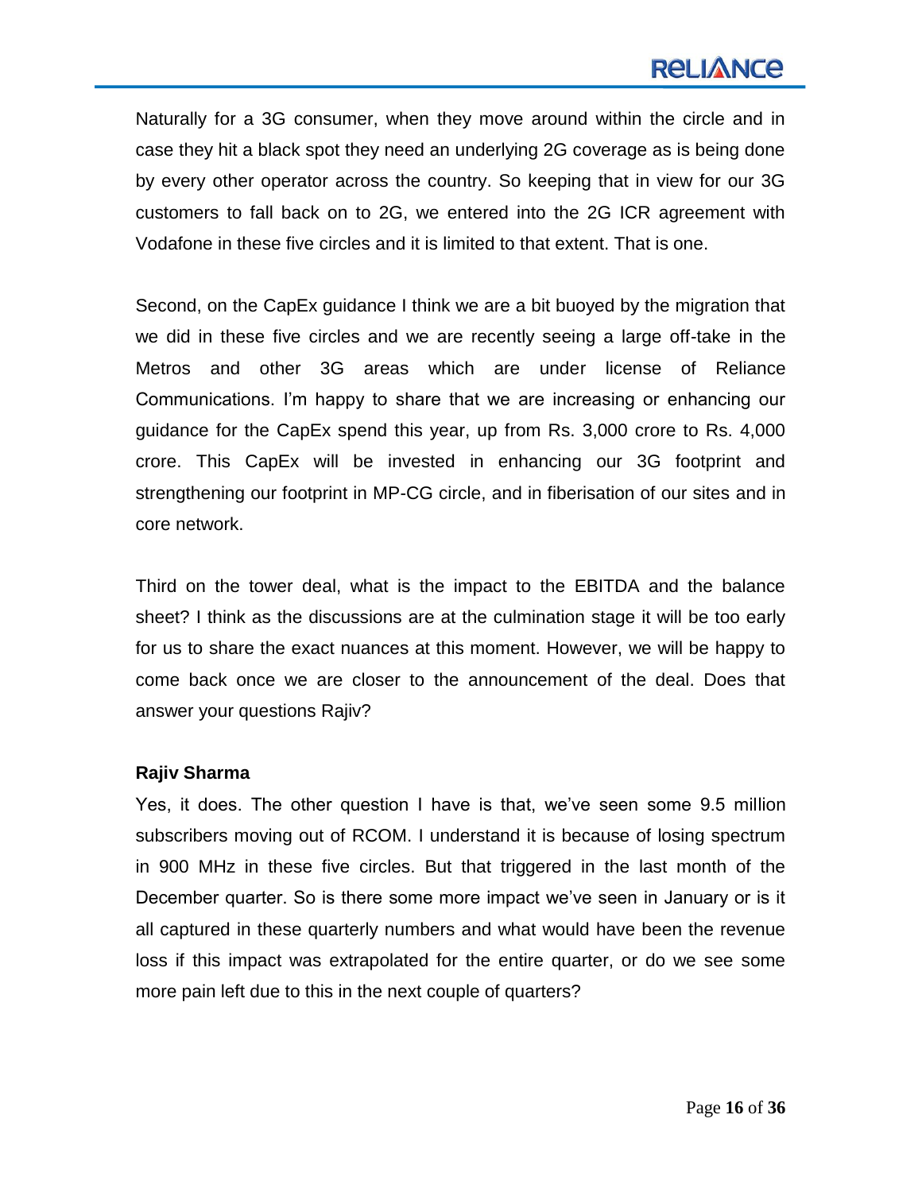Naturally for a 3G consumer, when they move around within the circle and in case they hit a black spot they need an underlying 2G coverage as is being done by every other operator across the country. So keeping that in view for our 3G customers to fall back on to 2G, we entered into the 2G ICR agreement with Vodafone in these five circles and it is limited to that extent. That is one.

Second, on the CapEx guidance I think we are a bit buoyed by the migration that we did in these five circles and we are recently seeing a large off-take in the Metros and other 3G areas which are under license of Reliance Communications. I'm happy to share that we are increasing or enhancing our guidance for the CapEx spend this year, up from Rs. 3,000 crore to Rs. 4,000 crore. This CapEx will be invested in enhancing our 3G footprint and strengthening our footprint in MP-CG circle, and in fiberisation of our sites and in core network.

Third on the tower deal, what is the impact to the EBITDA and the balance sheet? I think as the discussions are at the culmination stage it will be too early for us to share the exact nuances at this moment. However, we will be happy to come back once we are closer to the announcement of the deal. Does that answer your questions Rajiv?

**Rajiv Sharma**

Yes, it does. The other question I have is that, we've seen some 9.5 million subscribers moving out of RCOM. I understand it is because of losing spectrum in 900 MHz in these five circles. But that triggered in the last month of the December quarter. So is there some more impact we've seen in January or is it all captured in these quarterly numbers and what would have been the revenue loss if this impact was extrapolated for the entire quarter, or do we see some more pain left due to this in the next couple of quarters?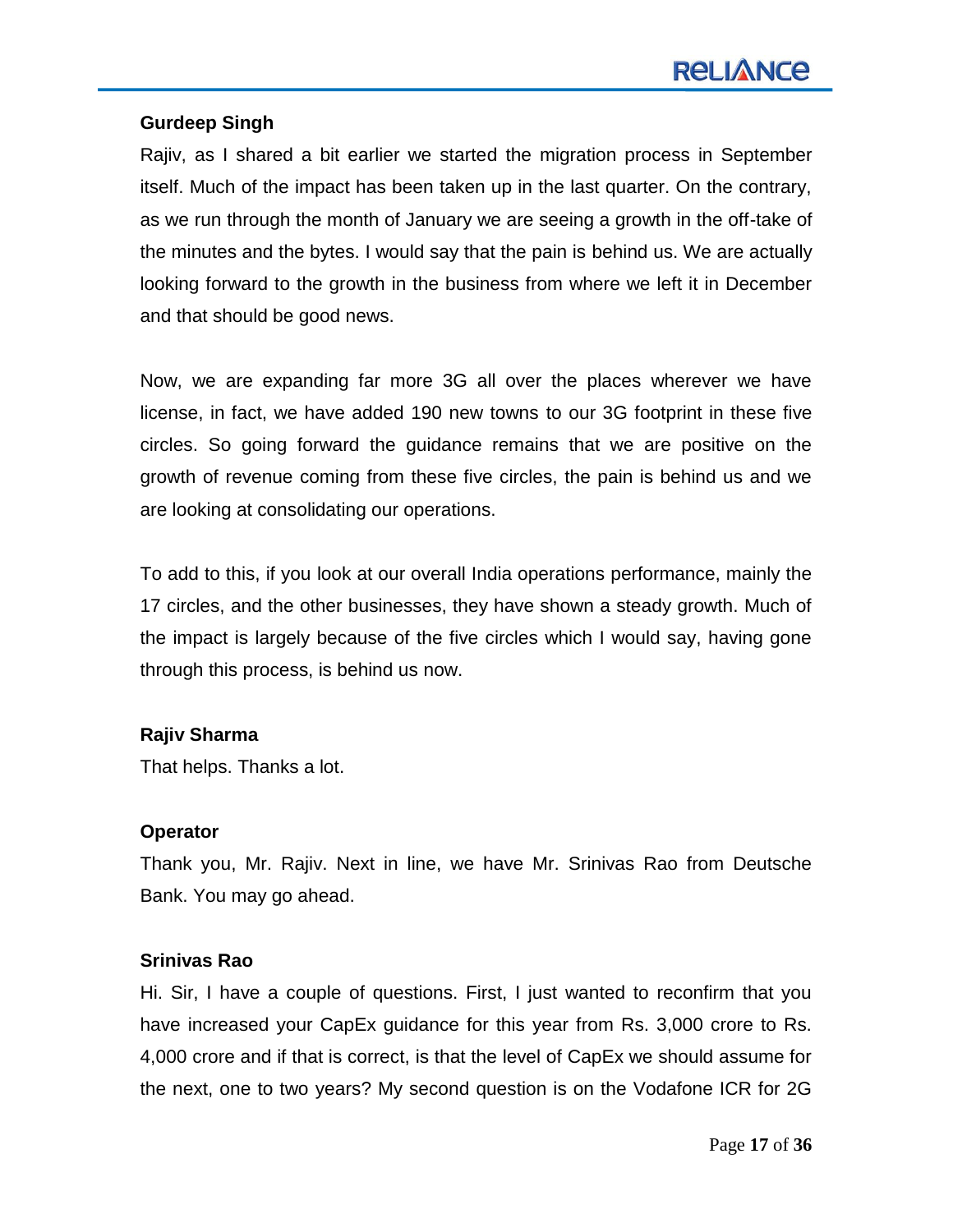**Gurdeep Singh**

Rajiv, as I shared a bit earlier we started the migration process in September itself. Much of the impact has been taken up in the last quarter. On the contrary, as we run through the month of January we are seeing a growth in the off-take of the minutes and the bytes. I would say that the pain is behind us. We are actually looking forward to the growth in the business from where we left it in December and that should be good news.

Now, we are expanding far more 3G all over the places wherever we have license, in fact, we have added 190 new towns to our 3G footprint in these five circles. So going forward the guidance remains that we are positive on the growth of revenue coming from these five circles, the pain is behind us and we are looking at consolidating our operations.

To add to this, if you look at our overall India operations performance, mainly the 17 circles, and the other businesses, they have shown a steady growth. Much of the impact is largely because of the five circles which I would say, having gone through this process, is behind us now.

**Rajiv Sharma**

That helps. Thanks a lot.

**Operator**

Thank you, Mr. Rajiv. Next in line, we have Mr. Srinivas Rao from Deutsche Bank. You may go ahead.

**Srinivas Rao**

Hi. Sir, I have a couple of questions. First, I just wanted to reconfirm that you have increased your CapEx guidance for this year from Rs. 3,000 crore to Rs. 4,000 crore and if that is correct, is that the level of CapEx we should assume for the next, one to two years? My second question is on the Vodafone ICR for 2G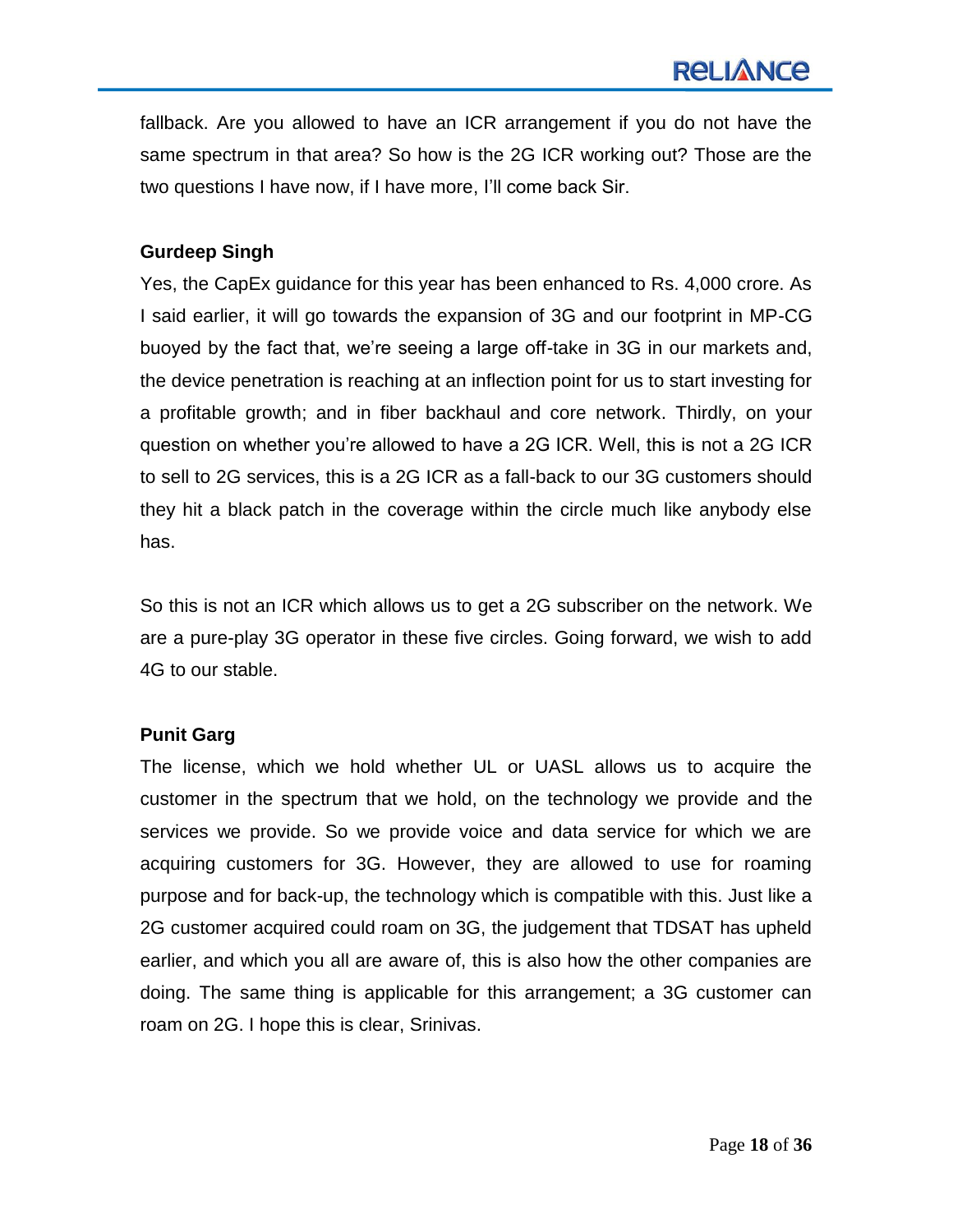fallback. Are you allowed to have an ICR arrangement if you do not have the same spectrum in that area? So how is the 2G ICR working out? Those are the two questions I have now, if I have more, I'll come back Sir.

**Gurdeep Singh**

Yes, the CapEx guidance for this year has been enhanced to Rs. 4,000 crore. As I said earlier, it will go towards the expansion of 3G and our footprint in MP-CG buoyed by the fact that, we're seeing a large off-take in 3G in our markets and, the device penetration is reaching at an inflection point for us to start investing for a profitable growth; and in fiber backhaul and core network. Thirdly, on your question on whether you're allowed to have a 2G ICR. Well, this is not a 2G ICR to sell to 2G services, this is a 2G ICR as a fall-back to our 3G customers should they hit a black patch in the coverage within the circle much like anybody else has.

So this is not an ICR which allows us to get a 2G subscriber on the network. We are a pure-play 3G operator in these five circles. Going forward, we wish to add 4G to our stable.

**Punit Garg**

The license, which we hold whether UL or UASL allows us to acquire the customer in the spectrum that we hold, on the technology we provide and the services we provide. So we provide voice and data service for which we are acquiring customers for 3G. However, they are allowed to use for roaming purpose and for back-up, the technology which is compatible with this. Just like a 2G customer acquired could roam on 3G, the judgement that TDSAT has upheld earlier, and which you all are aware of, this is also how the other companies are doing. The same thing is applicable for this arrangement; a 3G customer can roam on 2G. I hope this is clear, Srinivas.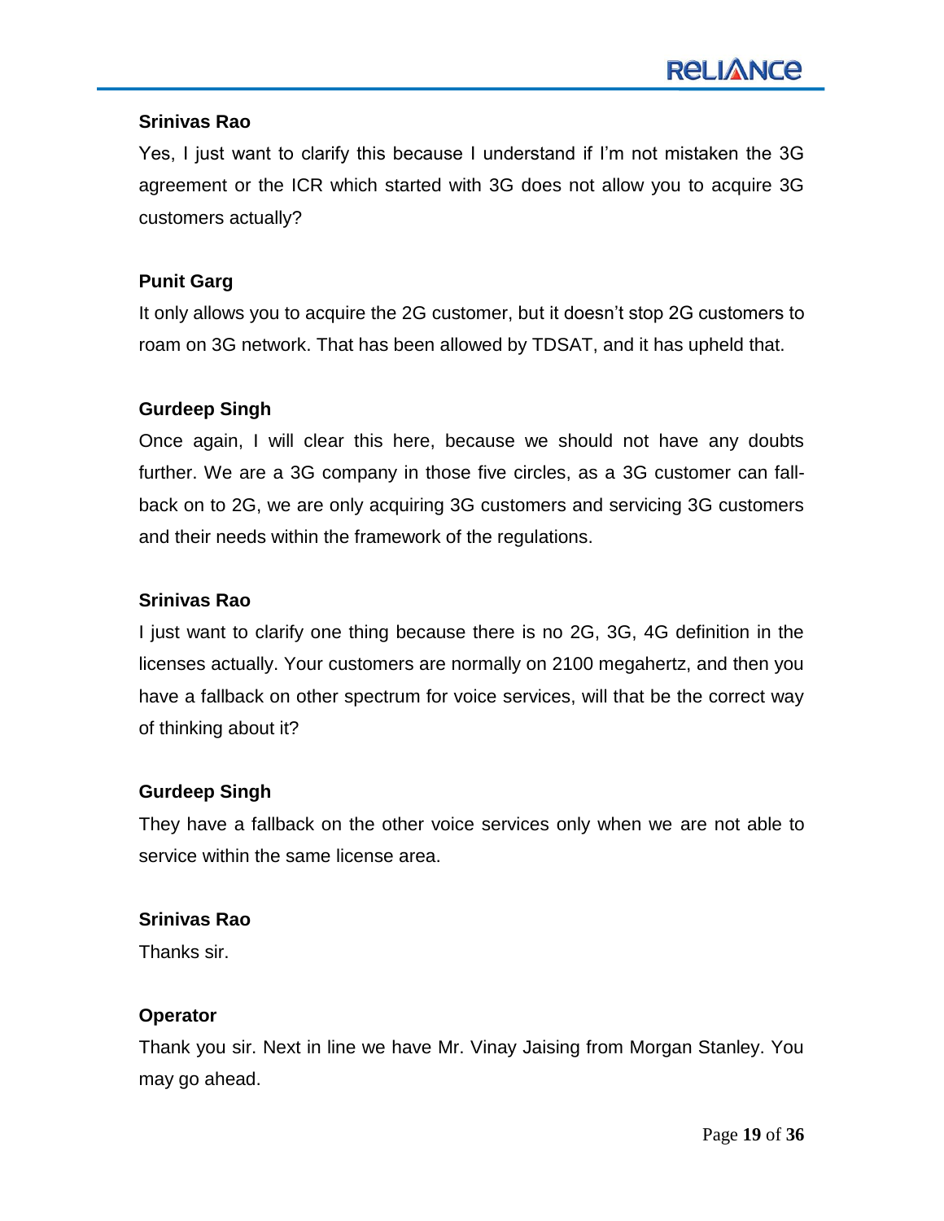**Srinivas Rao**

Yes, I just want to clarify this because I understand if I'm not mistaken the 3G agreement or the ICR which started with 3G does not allow you to acquire 3G customers actually?

**Punit Garg**

It only allows you to acquire the 2G customer, but it doesn't stop 2G customers to roam on 3G network. That has been allowed by TDSAT, and it has upheld that.

**Gurdeep Singh**

Once again, I will clear this here, because we should not have any doubts further. We are a 3G company in those five circles, as a 3G customer can fall-back on to 2G, we are only acquiring 3G customers and servicing 3G customers and their needs within the framework of the regulations.

**Srinivas Rao**

I just want to clarify one thing because there is no 2G, 3G, 4G definition in the licenses actually. Your customers are normally on 2100 megahertz, and then you have a fallback on other spectrum for voice services, will that be the correct way of thinking about it?

**Gurdeep Singh**

They have a fallback on the other voice services only when we are not able to service within the same license area.

**Srinivas Rao**

Thanks sir.

**Operator**

Thank you sir. Next in line we have Mr. Vinay Jaising from Morgan Stanley. You may go ahead.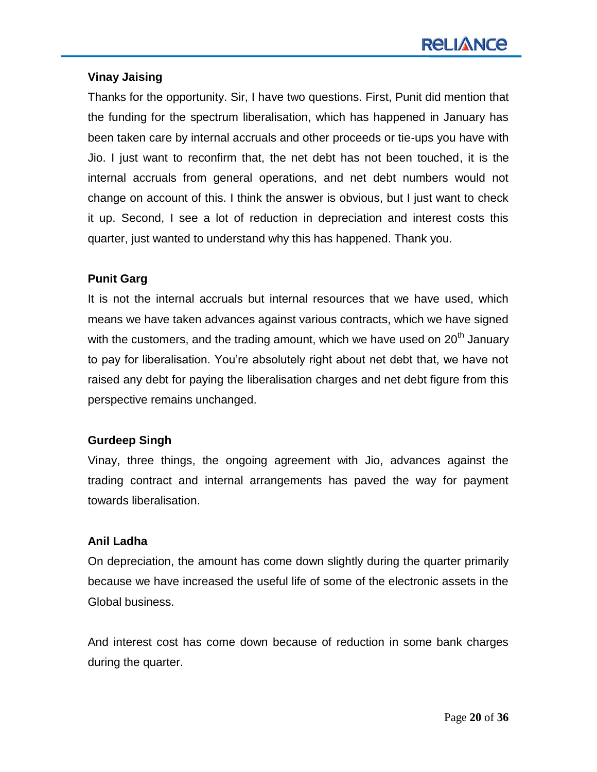**Vinay Jaising**

Thanks for the opportunity. Sir, I have two questions. First, Punit did mention that the funding for the spectrum liberalisation, which has happened in January has been taken care by internal accruals and other proceeds or tie-ups you have with Jio. I just want to reconfirm that, the net debt has not been touched, it is the internal accruals from general operations, and net debt numbers would not change on account of this. I think the answer is obvious, but I just want to check it up. Second, I see a lot of reduction in depreciation and interest costs this quarter, just wanted to understand why this has happened. Thank you.

**Punit Garg**

It is not the internal accruals but internal resources that we have used, which means we have taken advances against various contracts, which we have signed with the customers, and the trading amount, which we have used on 20th January to pay for liberalisation. You're absolutely right about net debt that, we have not raised any debt for paying the liberalisation charges and net debt figure from this perspective remains unchanged.

**Gurdeep Singh**

Vinay, three things, the ongoing agreement with Jio, advances against the trading contract and internal arrangements has paved the way for payment towards liberalisation.

**Anil Ladha**

On depreciation, the amount has come down slightly during the quarter primarily because we have increased the useful life of some of the electronic assets in the Global business.

And interest cost has come down because of reduction in some bank charges during the quarter.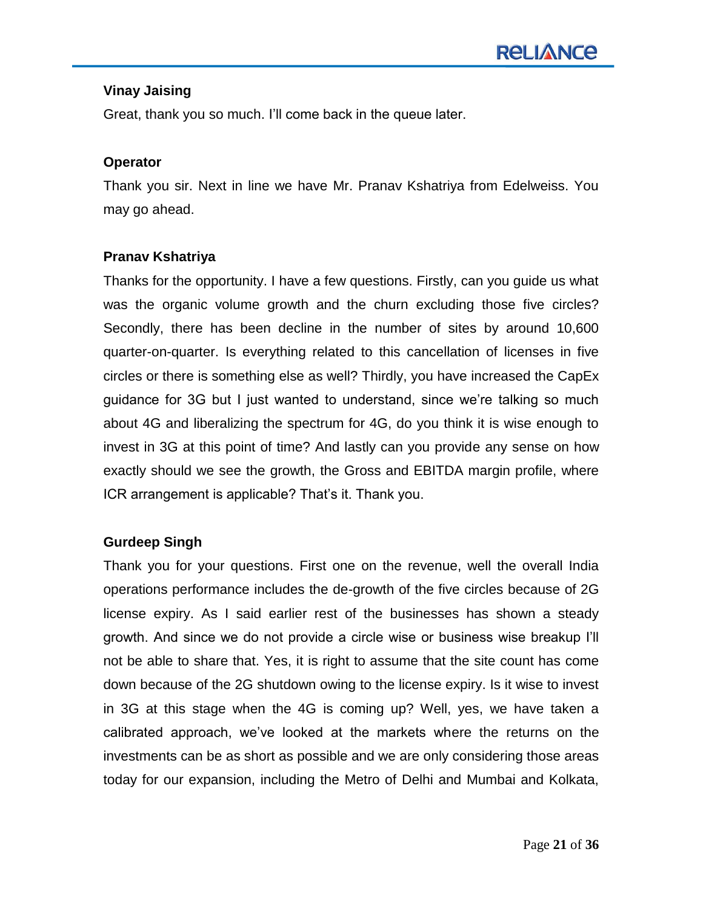**Vinay Jaising**

Great, thank you so much. I'll come back in the queue later.

**Operator**

Thank you sir. Next in line we have Mr. Pranav Kshatriya from Edelweiss. You may go ahead.

**Pranav Kshatriya**

Thanks for the opportunity. I have a few questions. Firstly, can you guide us what was the organic volume growth and the churn excluding those five circles? Secondly, there has been decline in the number of sites by around 10,600 quarter-on-quarter. Is everything related to this cancellation of licenses in five circles or there is something else as well? Thirdly, you have increased the CapEx guidance for 3G but I just wanted to understand, since we're talking so much about 4G and liberalizing the spectrum for 4G, do you think it is wise enough to invest in 3G at this point of time? And lastly can you provide any sense on how exactly should we see the growth, the Gross and EBITDA margin profile, where ICR arrangement is applicable? That's it. Thank you.

**Gurdeep Singh**

Thank you for your questions. First one on the revenue, well the overall India operations performance includes the de-growth of the five circles because of 2G license expiry. As I said earlier rest of the businesses has shown a steady growth. And since we do not provide a circle wise or business wise breakup I'll not be able to share that. Yes, it is right to assume that the site count has come down because of the 2G shutdown owing to the license expiry. Is it wise to invest in 3G at this stage when the 4G is coming up? Well, yes, we have taken a calibrated approach, we've looked at the markets where the returns on the investments can be as short as possible and we are only considering those areas today for our expansion, including the Metro of Delhi and Mumbai and Kolkata,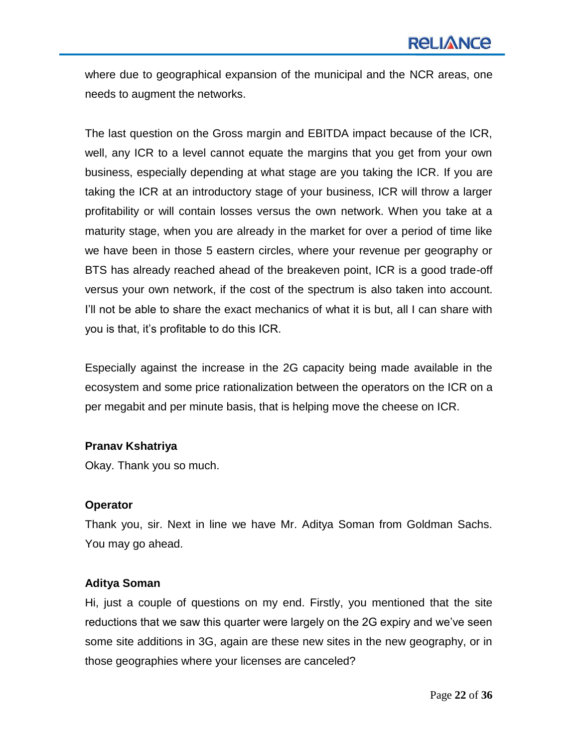where due to geographical expansion of the municipal and the NCR areas, one needs to augment the networks.

The last question on the Gross margin and EBITDA impact because of the ICR, well, any ICR to a level cannot equate the margins that you get from your own business, especially depending at what stage are you taking the ICR. If you are taking the ICR at an introductory stage of your business, ICR will throw a larger profitability or will contain losses versus the own network. When you take at a maturity stage, when you are already in the market for over a period of time like we have been in those 5 eastern circles, where your revenue per geography or BTS has already reached ahead of the breakeven point, ICR is a good trade-off versus your own network, if the cost of the spectrum is also taken into account. I'll not be able to share the exact mechanics of what it is but, all I can share with you is that, it's profitable to do this ICR.

Especially against the increase in the 2G capacity being made available in the ecosystem and some price rationalization between the operators on the ICR on a per megabit and per minute basis, that is helping move the cheese on ICR.

**Pranav Kshatriya**

Okay. Thank you so much.

**Operator**

Thank you, sir. Next in line we have Mr. Aditya Soman from Goldman Sachs. You may go ahead.

**Aditya Soman**

Hi, just a couple of questions on my end. Firstly, you mentioned that the site reductions that we saw this quarter were largely on the 2G expiry and we've seen some site additions in 3G, again are these new sites in the new geography, or in those geographies where your licenses are canceled?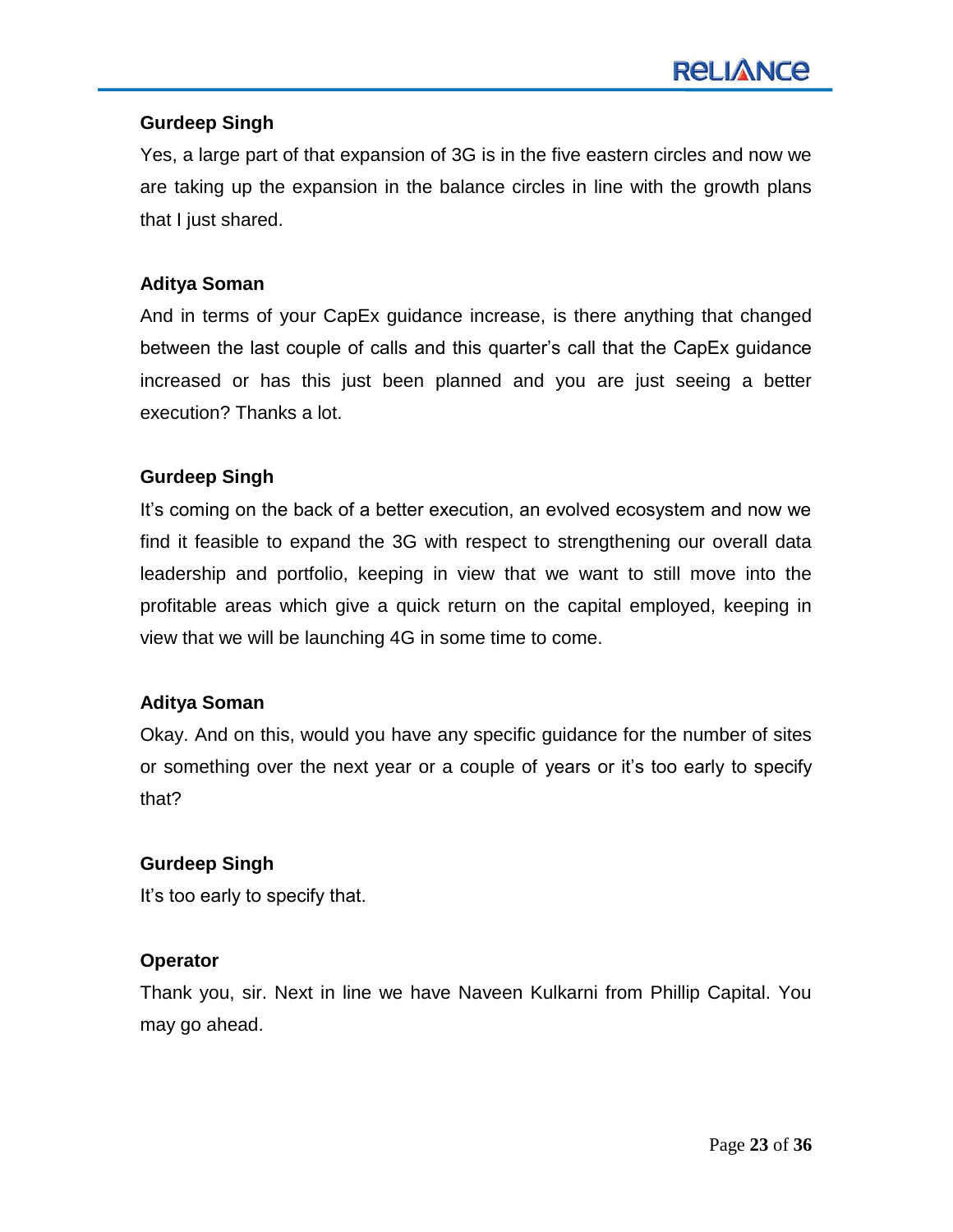**Gurdeep Singh**

Yes, a large part of that expansion of 3G is in the five eastern circles and now we are taking up the expansion in the balance circles in line with the growth plans that I just shared.

**Aditya Soman**

And in terms of your CapEx guidance increase, is there anything that changed between the last couple of calls and this quarter's call that the CapEx guidance increased or has this just been planned and you are just seeing a better execution? Thanks a lot.

**Gurdeep Singh**

It's coming on the back of a better execution, an evolved ecosystem and now we find it feasible to expand the 3G with respect to strengthening our overall data leadership and portfolio, keeping in view that we want to still move into the profitable areas which give a quick return on the capital employed, keeping in view that we will be launching 4G in some time to come.

**Aditya Soman**

Okay. And on this, would you have any specific guidance for the number of sites or something over the next year or a couple of years or it's too early to specify that?

**Gurdeep Singh**

It's too early to specify that.

**Operator**

Thank you, sir. Next in line we have Naveen Kulkarni from Phillip Capital. You may go ahead.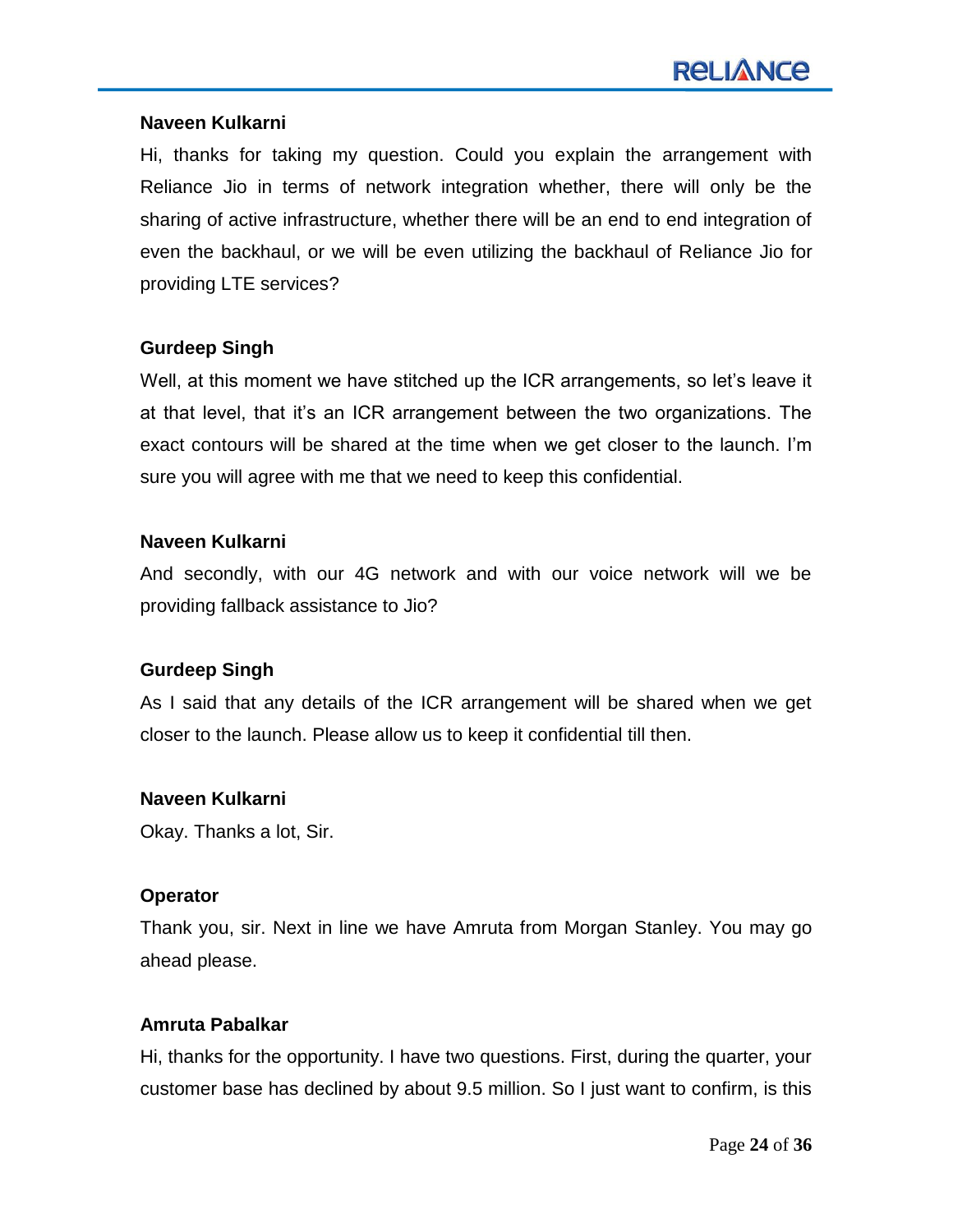**Naveen Kulkarni**

Hi, thanks for taking my question. Could you explain the arrangement with Reliance Jio in terms of network integration whether, there will only be the sharing of active infrastructure, whether there will be an end to end integration of even the backhaul, or we will be even utilizing the backhaul of Reliance Jio for providing LTE services?

**Gurdeep Singh**

Well, at this moment we have stitched up the ICR arrangements, so let's leave it at that level, that it's an ICR arrangement between the two organizations. The exact contours will be shared at the time when we get closer to the launch. I'm sure you will agree with me that we need to keep this confidential.

**Naveen Kulkarni**

And secondly, with our 4G network and with our voice network will we be providing fallback assistance to Jio?

**Gurdeep Singh**

As I said that any details of the ICR arrangement will be shared when we get closer to the launch. Please allow us to keep it confidential till then.

**Naveen Kulkarni**

Okay. Thanks a lot, Sir.

**Operator**

Thank you, sir. Next in line we have Amruta from Morgan Stanley. You may go ahead please.

**Amruta Pabalkar**

Hi, thanks for the opportunity. I have two questions. First, during the quarter, your customer base has declined by about 9.5 million. So I just want to confirm, is this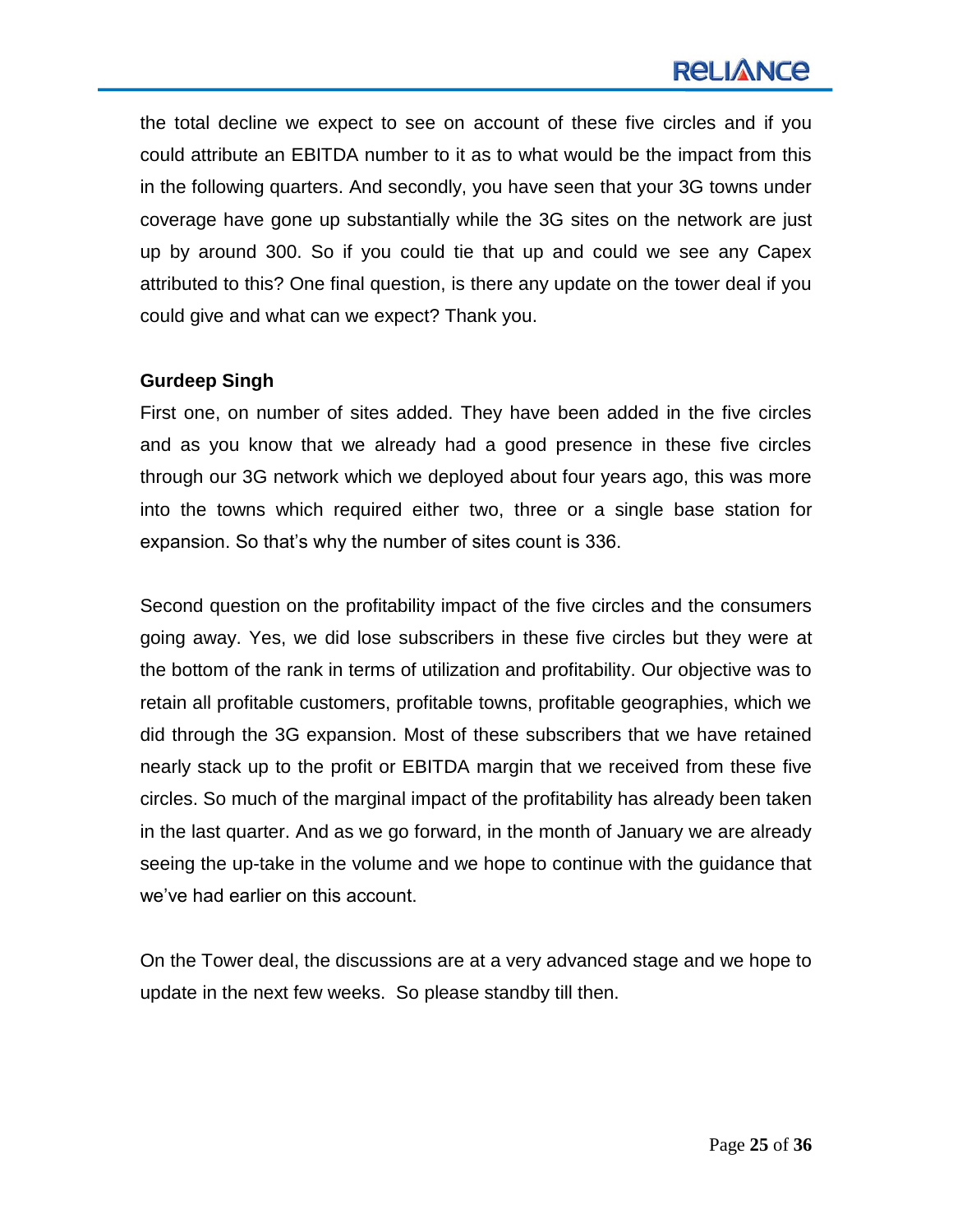the total decline we expect to see on account of these five circles and if you could attribute an EBITDA number to it as to what would be the impact from this in the following quarters. And secondly, you have seen that your 3G towns under coverage have gone up substantially while the 3G sites on the network are just up by around 300. So if you could tie that up and could we see any Capex attributed to this? One final question, is there any update on the tower deal if you could give and what can we expect? Thank you.

**Gurdeep Singh**

First one, on number of sites added. They have been added in the five circles and as you know that we already had a good presence in these five circles through our 3G network which we deployed about four years ago, this was more into the towns which required either two, three or a single base station for expansion. So that's why the number of sites count is 336.

Second question on the profitability impact of the five circles and the consumers going away. Yes, we did lose subscribers in these five circles but they were at the bottom of the rank in terms of utilization and profitability. Our objective was to retain all profitable customers, profitable towns, profitable geographies, which we did through the 3G expansion. Most of these subscribers that we have retained nearly stack up to the profit or EBITDA margin that we received from these five circles. So much of the marginal impact of the profitability has already been taken in the last quarter. And as we go forward, in the month of January we are already seeing the up-take in the volume and we hope to continue with the guidance that we've had earlier on this account.

On the Tower deal, the discussions are at a very advanced stage and we hope to update in the next few weeks. So please standby till then.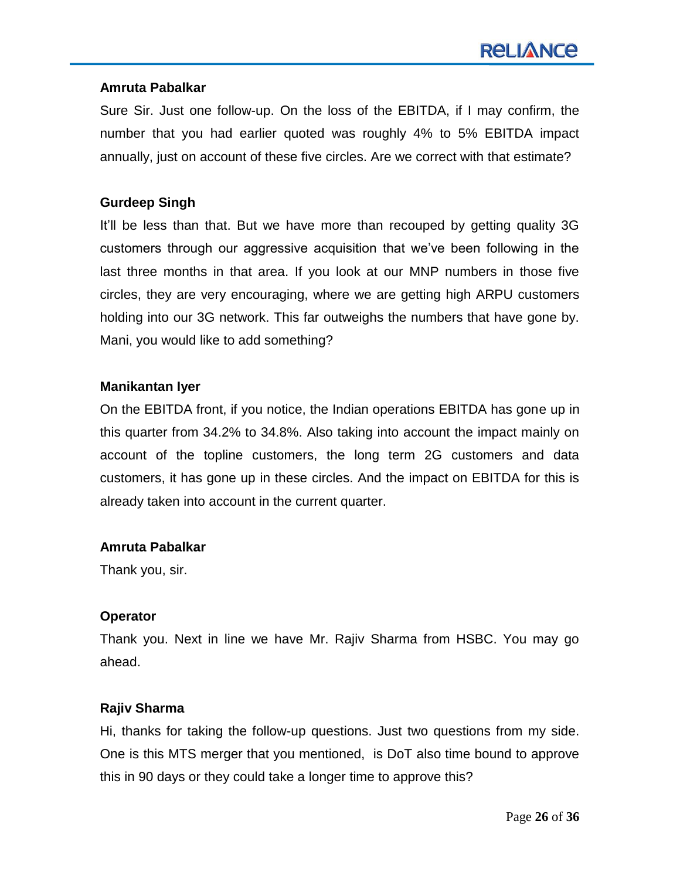**Amruta Pabalkar**

Sure Sir. Just one follow-up. On the loss of the EBITDA, if I may confirm, the number that you had earlier quoted was roughly 4% to 5% EBITDA impact annually, just on account of these five circles. Are we correct with that estimate?

**Gurdeep Singh**

It'll be less than that. But we have more than recouped by getting quality 3G customers through our aggressive acquisition that we've been following in the last three months in that area. If you look at our MNP numbers in those five circles, they are very encouraging, where we are getting high ARPU customers holding into our 3G network. This far outweighs the numbers that have gone by. Mani, you would like to add something?

**Manikantan Iyer**

On the EBITDA front, if you notice, the Indian operations EBITDA has gone up in this quarter from 34.2% to 34.8%. Also taking into account the impact mainly on account of the topline customers, the long term 2G customers and data customers, it has gone up in these circles. And the impact on EBITDA for this is already taken into account in the current quarter.

**Amruta Pabalkar**

Thank you, sir.

**Operator**

Thank you. Next in line we have Mr. Rajiv Sharma from HSBC. You may go ahead.

**Rajiv Sharma**

Hi, thanks for taking the follow-up questions. Just two questions from my side. One is this MTS merger that you mentioned, is DoT also time bound to approve this in 90 days or they could take a longer time to approve this?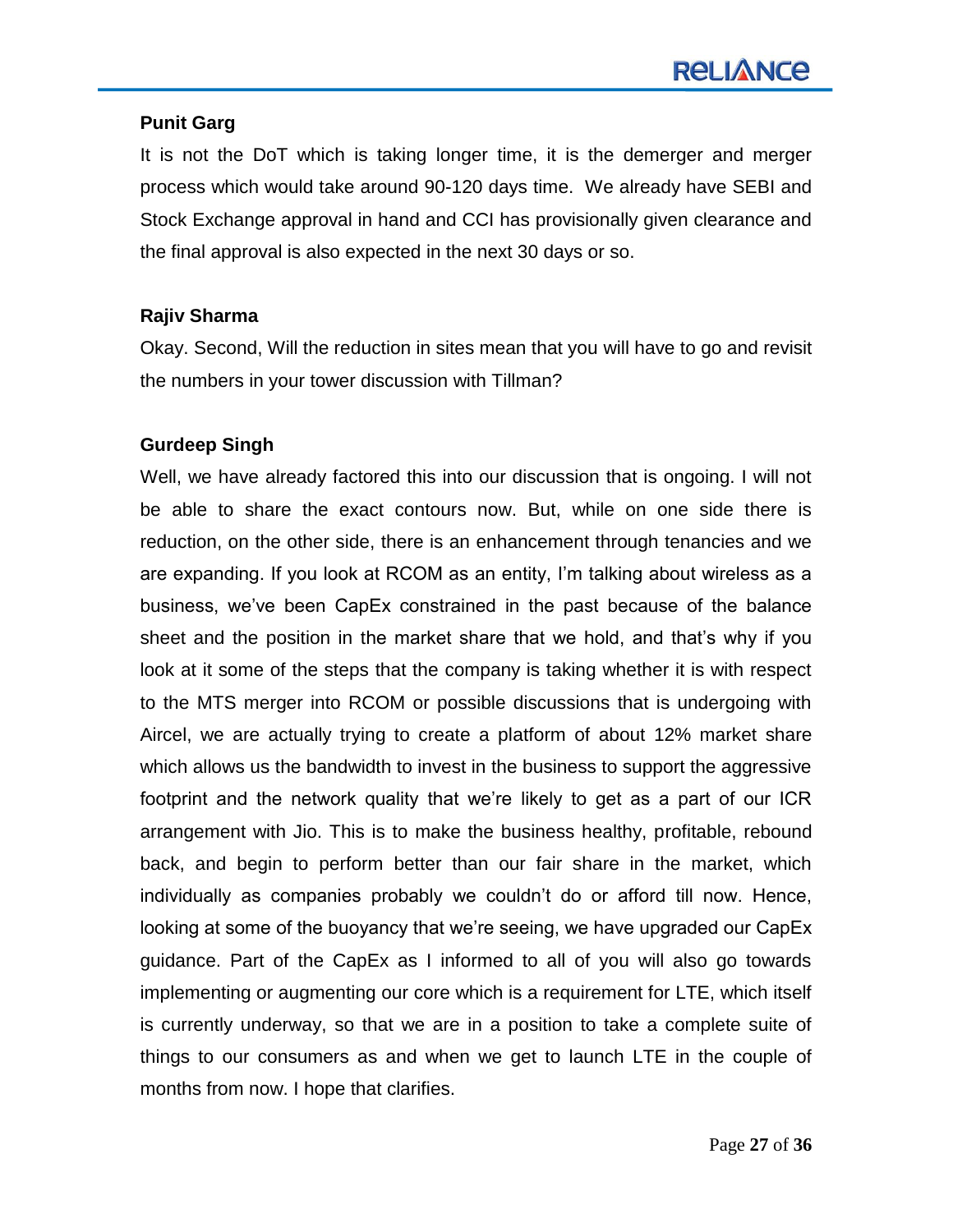**Punit Garg**

It is not the DoT which is taking longer time, it is the demerger and merger process which would take around 90-120 days time. We already have SEBI and Stock Exchange approval in hand and CCI has provisionally given clearance and the final approval is also expected in the next 30 days or so.

**Rajiv Sharma**

Okay. Second, Will the reduction in sites mean that you will have to go and revisit the numbers in your tower discussion with Tillman?

**Gurdeep Singh**

Well, we have already factored this into our discussion that is ongoing. I will not be able to share the exact contours now. But, while on one side there is reduction, on the other side, there is an enhancement through tenancies and we are expanding. If you look at RCOM as an entity, I'm talking about wireless as a business, we've been CapEx constrained in the past because of the balance sheet and the position in the market share that we hold, and that's why if you look at it some of the steps that the company is taking whether it is with respect to the MTS merger into RCOM or possible discussions that is undergoing with Aircel, we are actually trying to create a platform of about 12% market share which allows us the bandwidth to invest in the business to support the aggressive footprint and the network quality that we're likely to get as a part of our ICR arrangement with Jio. This is to make the business healthy, profitable, rebound back, and begin to perform better than our fair share in the market, which individually as companies probably we couldn't do or afford till now. Hence, looking at some of the buoyancy that we're seeing, we have upgraded our CapEx guidance. Part of the CapEx as I informed to all of you will also go towards implementing or augmenting our core which is a requirement for LTE, which itself is currently underway, so that we are in a position to take a complete suite of things to our consumers as and when we get to launch LTE in the couple of months from now. I hope that clarifies.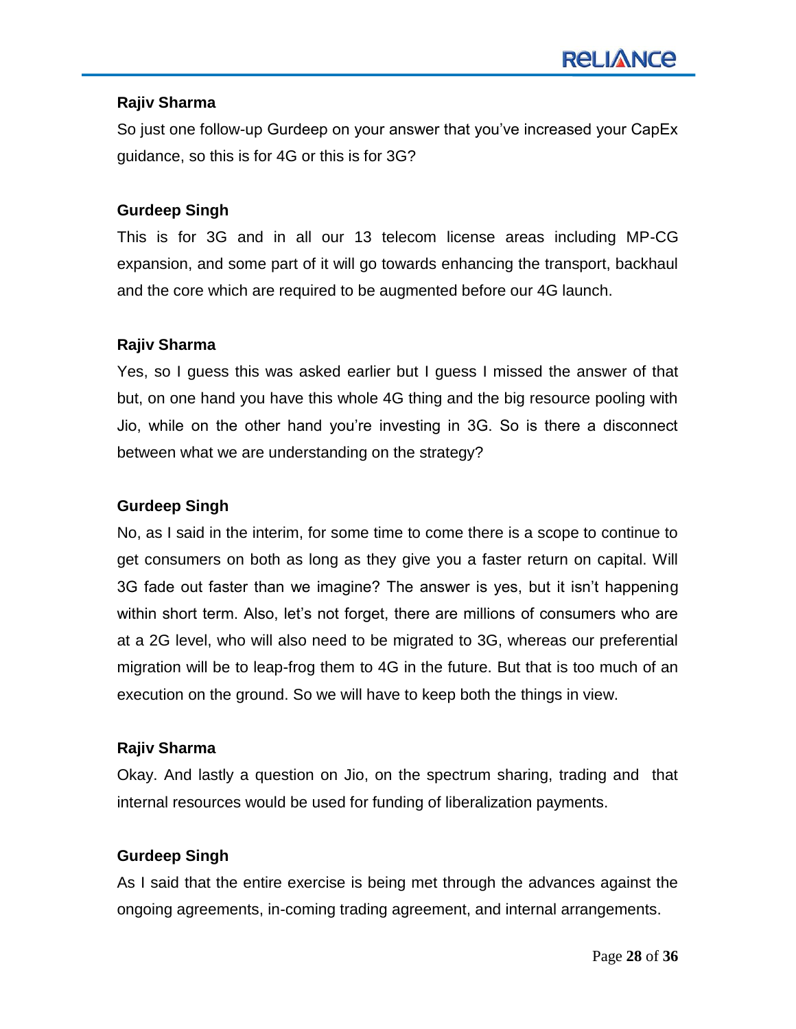**Rajiv Sharma**

So just one follow-up Gurdeep on your answer that you've increased your CapEx guidance, so this is for 4G or this is for 3G?

**Gurdeep Singh**

This is for 3G and in all our 13 telecom license areas including MP-CG expansion, and some part of it will go towards enhancing the transport, backhaul and the core which are required to be augmented before our 4G launch.

**Rajiv Sharma**

Yes, so I guess this was asked earlier but I guess I missed the answer of that but, on one hand you have this whole 4G thing and the big resource pooling with Jio, while on the other hand you're investing in 3G. So is there a disconnect between what we are understanding on the strategy?

**Gurdeep Singh**

No, as I said in the interim, for some time to come there is a scope to continue to get consumers on both as long as they give you a faster return on capital. Will 3G fade out faster than we imagine? The answer is yes, but it isn't happening within short term. Also, let's not forget, there are millions of consumers who are at a 2G level, who will also need to be migrated to 3G, whereas our preferential migration will be to leap-frog them to 4G in the future. But that is too much of an execution on the ground. So we will have to keep both the things in view.

**Rajiv Sharma**

Okay. And lastly a question on Jio, on the spectrum sharing, trading and that internal resources would be used for funding of liberalization payments.

**Gurdeep Singh**

As I said that the entire exercise is being met through the advances against the ongoing agreements, in-coming trading agreement, and internal arrangements.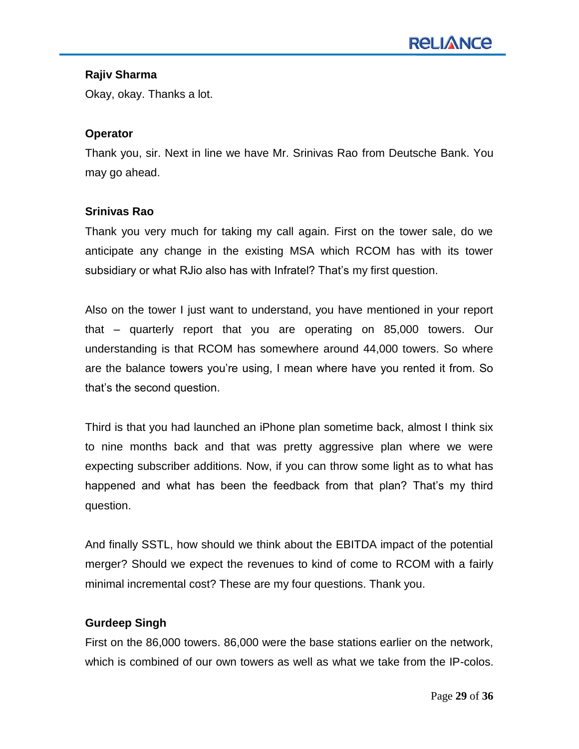**Rajiv Sharma**

Okay, okay. Thanks a lot.

**Operator**

Thank you, sir. Next in line we have Mr. Srinivas Rao from Deutsche Bank. You may go ahead.

**Srinivas Rao**

Thank you very much for taking my call again. First on the tower sale, do we anticipate any change in the existing MSA which RCOM has with its tower subsidiary or what RJio also has with Infratel? That's my first question.

Also on the tower I just want to understand, you have mentioned in your report that – quarterly report that you are operating on 85,000 towers. Our understanding is that RCOM has somewhere around 44,000 towers. So where are the balance towers you're using, I mean where have you rented it from. So that's the second question.

Third is that you had launched an iPhone plan sometime back, almost I think six to nine months back and that was pretty aggressive plan where we were expecting subscriber additions. Now, if you can throw some light as to what has happened and what has been the feedback from that plan? That's my third question.

And finally SSTL, how should we think about the EBITDA impact of the potential merger? Should we expect the revenues to kind of come to RCOM with a fairly minimal incremental cost? These are my four questions. Thank you.

**Gurdeep Singh**

First on the 86,000 towers. 86,000 were the base stations earlier on the network, which is combined of our own towers as well as what we take from the IP-colos.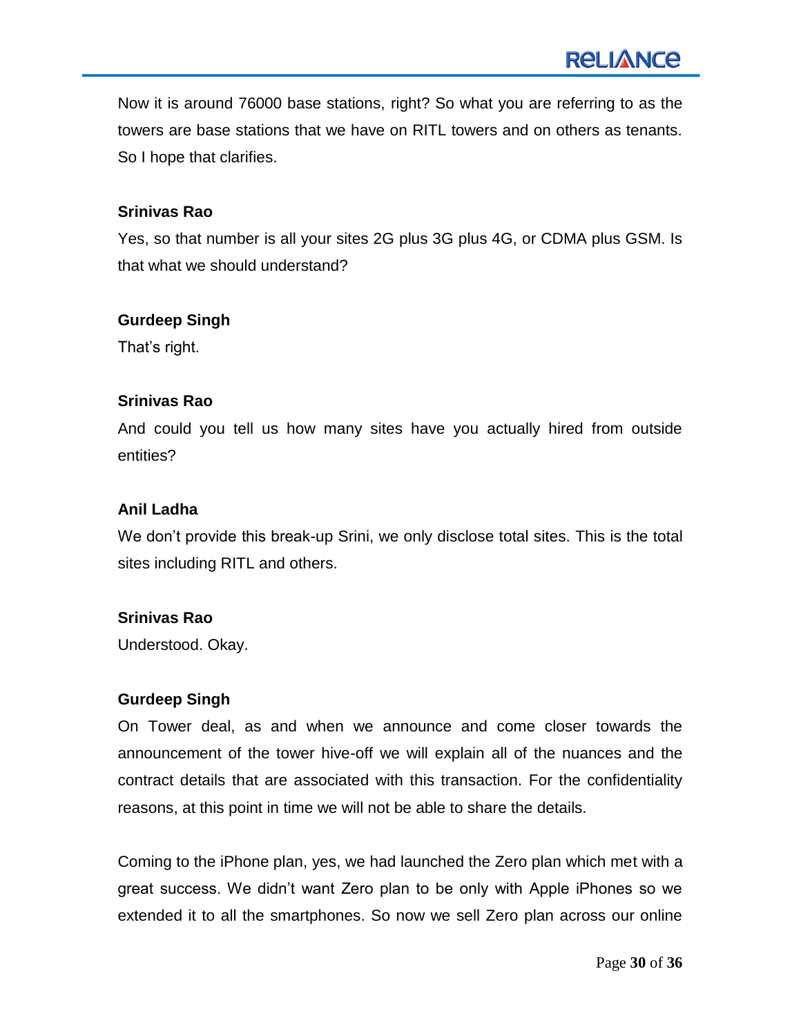Now it is around 76000 base stations, right? So what you are referring to as the towers are base stations that we have on RITL towers and on others as tenants. So I hope that clarifies.

**Srinivas Rao**

Yes, so that number is all your sites 2G plus 3G plus 4G, or CDMA plus GSM. Is that what we should understand?

**Gurdeep Singh**

That's right.

**Srinivas Rao**

And could you tell us how many sites have you actually hired from outside entities?

**Anil Ladha**

We don't provide this break-up Srini, we only disclose total sites. This is the total sites including RITL and others.

**Srinivas Rao**

Understood. Okay.

**Gurdeep Singh**

On Tower deal, as and when we announce and come closer towards the announcement of the tower hive-off we will explain all of the nuances and the contract details that are associated with this transaction. For the confidentiality reasons, at this point in time we will not be able to share the details.

Coming to the iPhone plan, yes, we had launched the Zero plan which met with a great success. We didn't want Zero plan to be only with Apple iPhones so we extended it to all the smartphones. So now we sell Zero plan across our online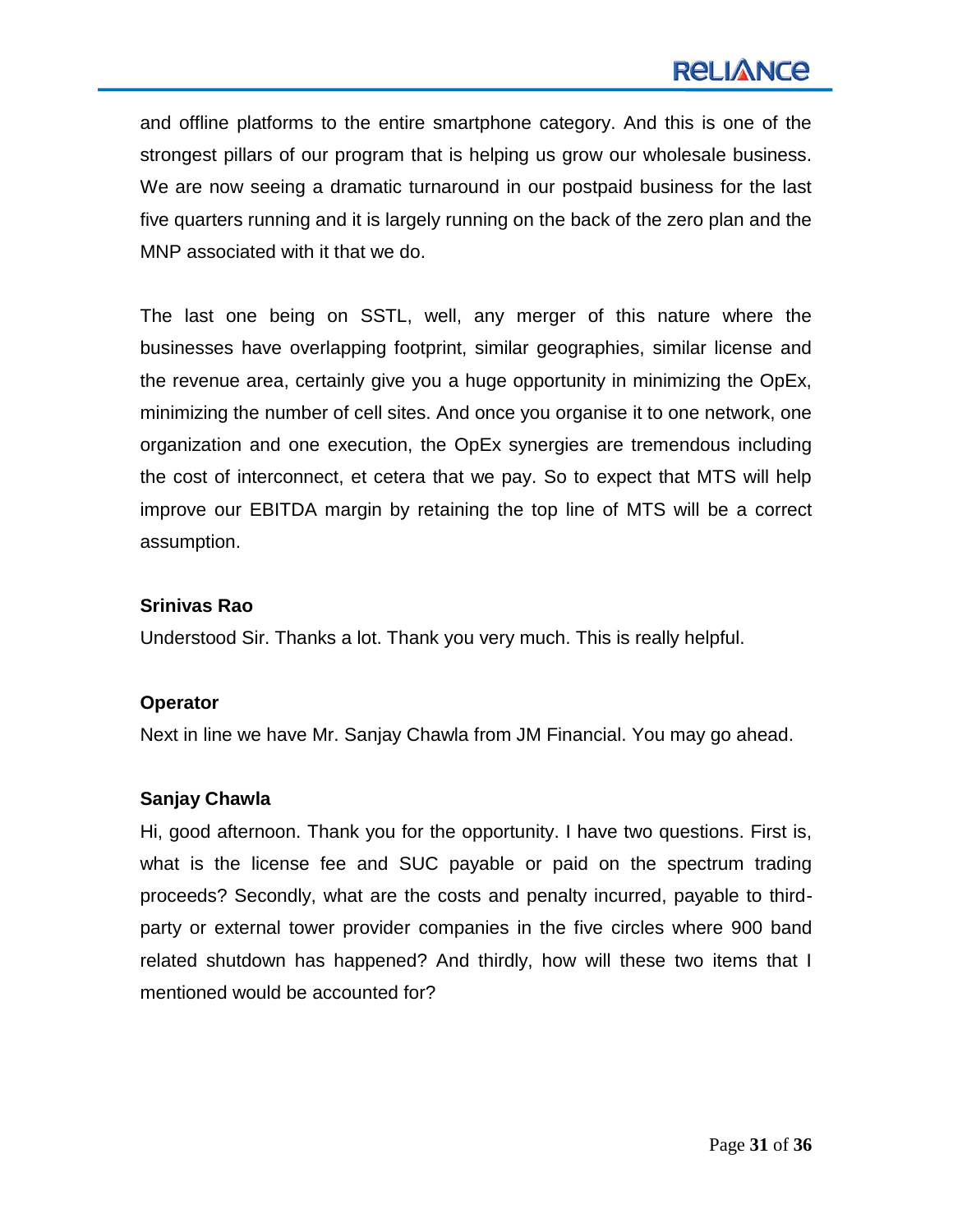and offline platforms to the entire smartphone category. And this is one of the strongest pillars of our program that is helping us grow our wholesale business. We are now seeing a dramatic turnaround in our postpaid business for the last five quarters running and it is largely running on the back of the zero plan and the MNP associated with it that we do.

The last one being on SSTL, well, any merger of this nature where the businesses have overlapping footprint, similar geographies, similar license and the revenue area, certainly give you a huge opportunity in minimizing the OpEx, minimizing the number of cell sites. And once you organise it to one network, one organization and one execution, the OpEx synergies are tremendous including the cost of interconnect, et cetera that we pay. So to expect that MTS will help improve our EBITDA margin by retaining the top line of MTS will be a correct assumption.

**Srinivas Rao**

Understood Sir. Thanks a lot. Thank you very much. This is really helpful.

**Operator**

Next in line we have Mr. Sanjay Chawla from JM Financial. You may go ahead.

**Sanjay Chawla**

Hi, good afternoon. Thank you for the opportunity. I have two questions. First is, what is the license fee and SUC payable or paid on the spectrum trading proceeds? Secondly, what are the costs and penalty incurred, payable to third-party or external tower provider companies in the five circles where 900 band related shutdown has happened? And thirdly, how will these two items that I mentioned would be accounted for?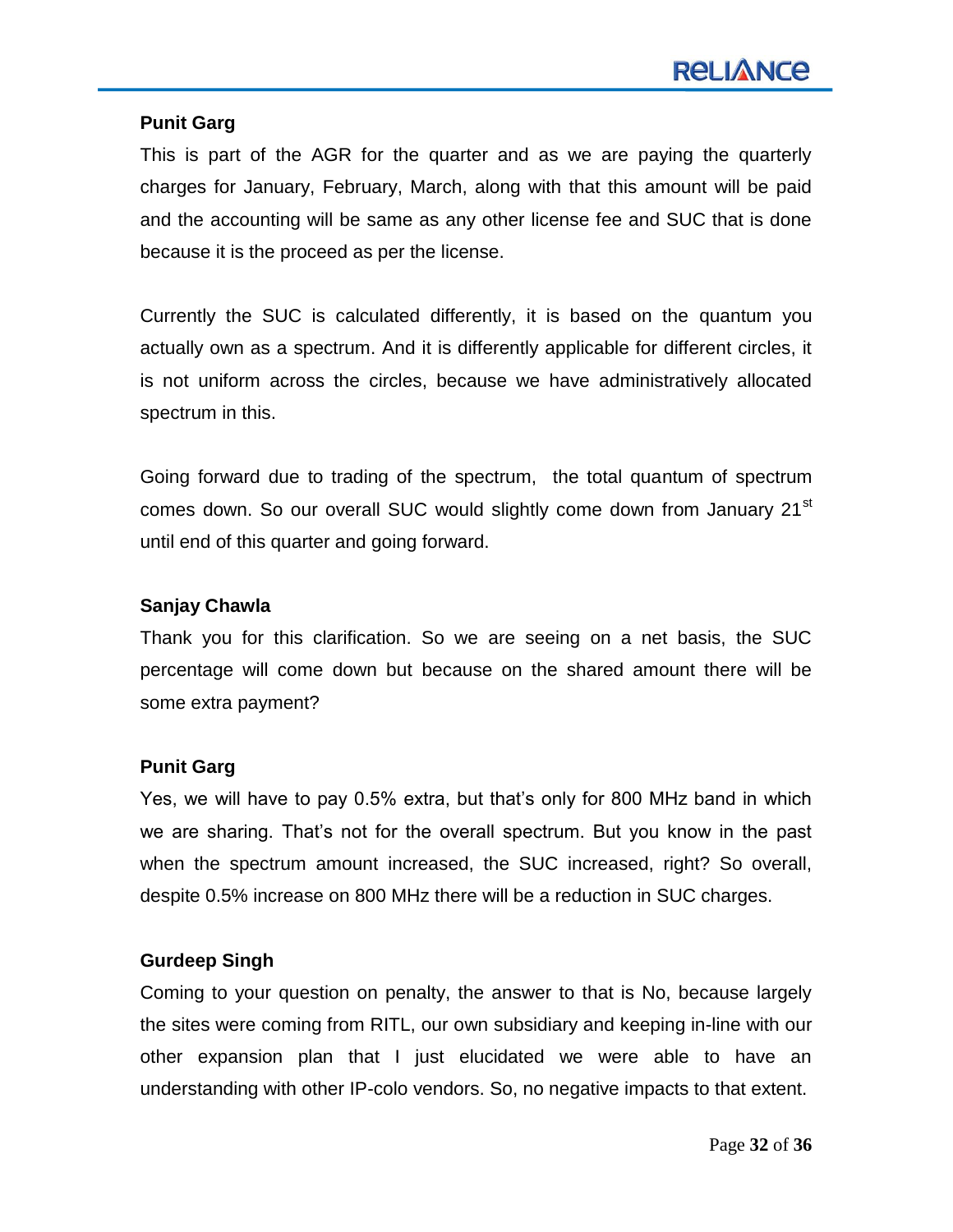**Punit Garg**

This is part of the AGR for the quarter and as we are paying the quarterly charges for January, February, March, along with that this amount will be paid and the accounting will be same as any other license fee and SUC that is done because it is the proceed as per the license.

Currently the SUC is calculated differently, it is based on the quantum you actually own as a spectrum. And it is differently applicable for different circles, it is not uniform across the circles, because we have administratively allocated spectrum in this.

Going forward due to trading of the spectrum, the total quantum of spectrum comes down. So our overall SUC would slightly come down from January 21st until end of this quarter and going forward.

**Sanjay Chawla**

Thank you for this clarification. So we are seeing on a net basis, the SUC percentage will come down but because on the shared amount there will be some extra payment?

**Punit Garg**

Yes, we will have to pay 0.5% extra, but that's only for 800 MHz band in which we are sharing. That's not for the overall spectrum. But you know in the past when the spectrum amount increased, the SUC increased, right? So overall, despite 0.5% increase on 800 MHz there will be a reduction in SUC charges.

**Gurdeep Singh**

Coming to your question on penalty, the answer to that is No, because largely the sites were coming from RITL, our own subsidiary and keeping in-line with our other expansion plan that I just elucidated we were able to have an understanding with other IP-colo vendors. So, no negative impacts to that extent.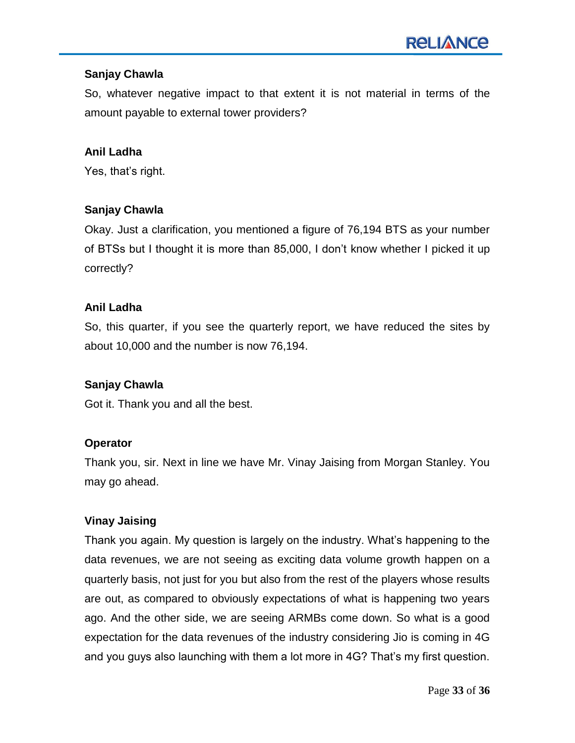**Sanjay Chawla**

So, whatever negative impact to that extent it is not material in terms of the amount payable to external tower providers?

**Anil Ladha**

Yes, that's right.

**Sanjay Chawla**

Okay. Just a clarification, you mentioned a figure of 76,194 BTS as your number of BTSs but I thought it is more than 85,000, I don't know whether I picked it up correctly?

**Anil Ladha**

So, this quarter, if you see the quarterly report, we have reduced the sites by about 10,000 and the number is now 76,194.

**Sanjay Chawla**

Got it. Thank you and all the best.

**Operator**

Thank you, sir. Next in line we have Mr. Vinay Jaising from Morgan Stanley. You may go ahead.

**Vinay Jaising**

Thank you again. My question is largely on the industry. What's happening to the data revenues, we are not seeing as exciting data volume growth happen on a quarterly basis, not just for you but also from the rest of the players whose results are out, as compared to obviously expectations of what is happening two years ago. And the other side, we are seeing ARMBs come down. So what is a good expectation for the data revenues of the industry considering Jio is coming in 4G and you guys also launching with them a lot more in 4G? That's my first question.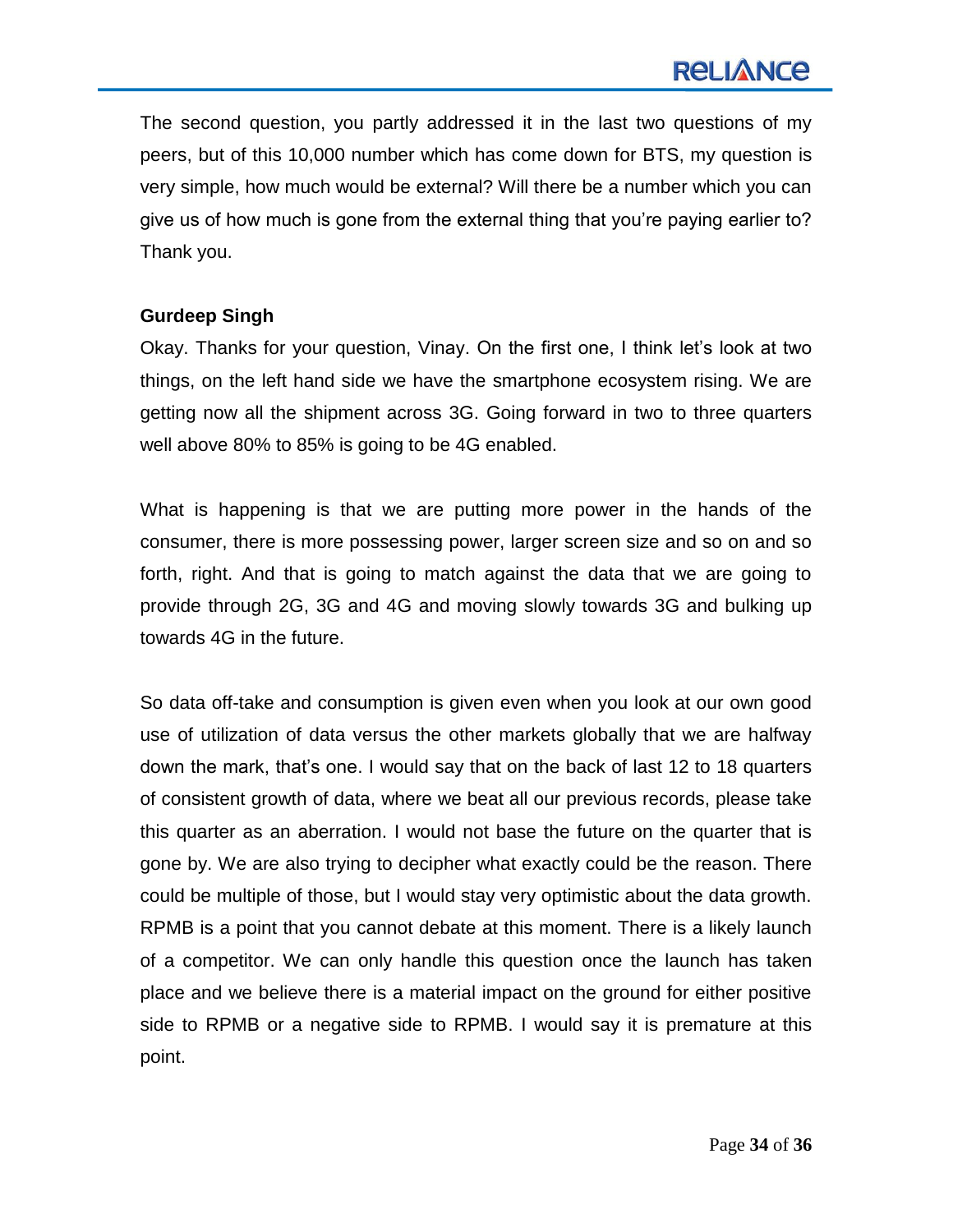The second question, you partly addressed it in the last two questions of my peers, but of this 10,000 number which has come down for BTS, my question is very simple, how much would be external? Will there be a number which you can give us of how much is gone from the external thing that you're paying earlier to? Thank you.

**Gurdeep Singh**

Okay. Thanks for your question, Vinay. On the first one, I think let's look at two things, on the left hand side we have the smartphone ecosystem rising. We are getting now all the shipment across 3G. Going forward in two to three quarters well above 80% to 85% is going to be 4G enabled.

What is happening is that we are putting more power in the hands of the consumer, there is more possessing power, larger screen size and so on and so forth, right. And that is going to match against the data that we are going to provide through 2G, 3G and 4G and moving slowly towards 3G and bulking up towards 4G in the future.

So data off-take and consumption is given even when you look at our own good use of utilization of data versus the other markets globally that we are halfway down the mark, that's one. I would say that on the back of last 12 to 18 quarters of consistent growth of data, where we beat all our previous records, please take this quarter as an aberration. I would not base the future on the quarter that is gone by. We are also trying to decipher what exactly could be the reason. There could be multiple of those, but I would stay very optimistic about the data growth. RPMB is a point that you cannot debate at this moment. There is a likely launch of a competitor. We can only handle this question once the launch has taken place and we believe there is a material impact on the ground for either positive side to RPMB or a negative side to RPMB. I would say it is premature at this point.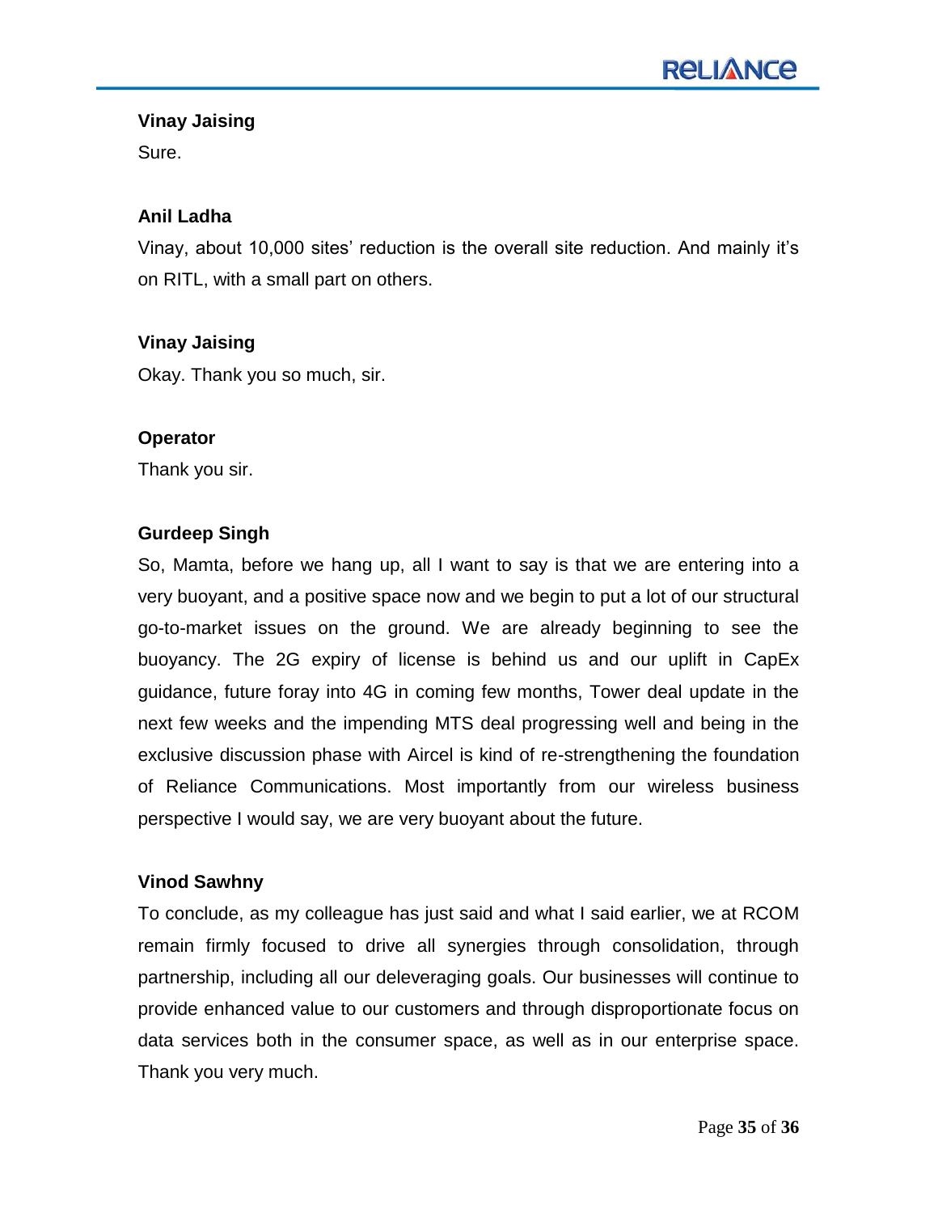**Vinay Jaising**

Sure.

**Anil Ladha**

Vinay, about 10,000 sites' reduction is the overall site reduction. And mainly it's on RITL, with a small part on others.

**Vinay Jaising**

Okay. Thank you so much, sir.

**Operator**

Thank you sir.

**Gurdeep Singh**

So, Mamta, before we hang up, all I want to say is that we are entering into a very buoyant, and a positive space now and we begin to put a lot of our structural go-to-market issues on the ground. We are already beginning to see the buoyancy. The 2G expiry of license is behind us and our uplift in CapEx guidance, future foray into 4G in coming few months, Tower deal update in the next few weeks and the impending MTS deal progressing well and being in the exclusive discussion phase with Aircel is kind of re-strengthening the foundation of Reliance Communications. Most importantly from our wireless business perspective I would say, we are very buoyant about the future.

**Vinod Sawhny**

To conclude, as my colleague has just said and what I said earlier, we at RCOM remain firmly focused to drive all synergies through consolidation, through partnership, including all our deleveraging goals. Our businesses will continue to provide enhanced value to our customers and through disproportionate focus on data services both in the consumer space, as well as in our enterprise space. Thank you very much.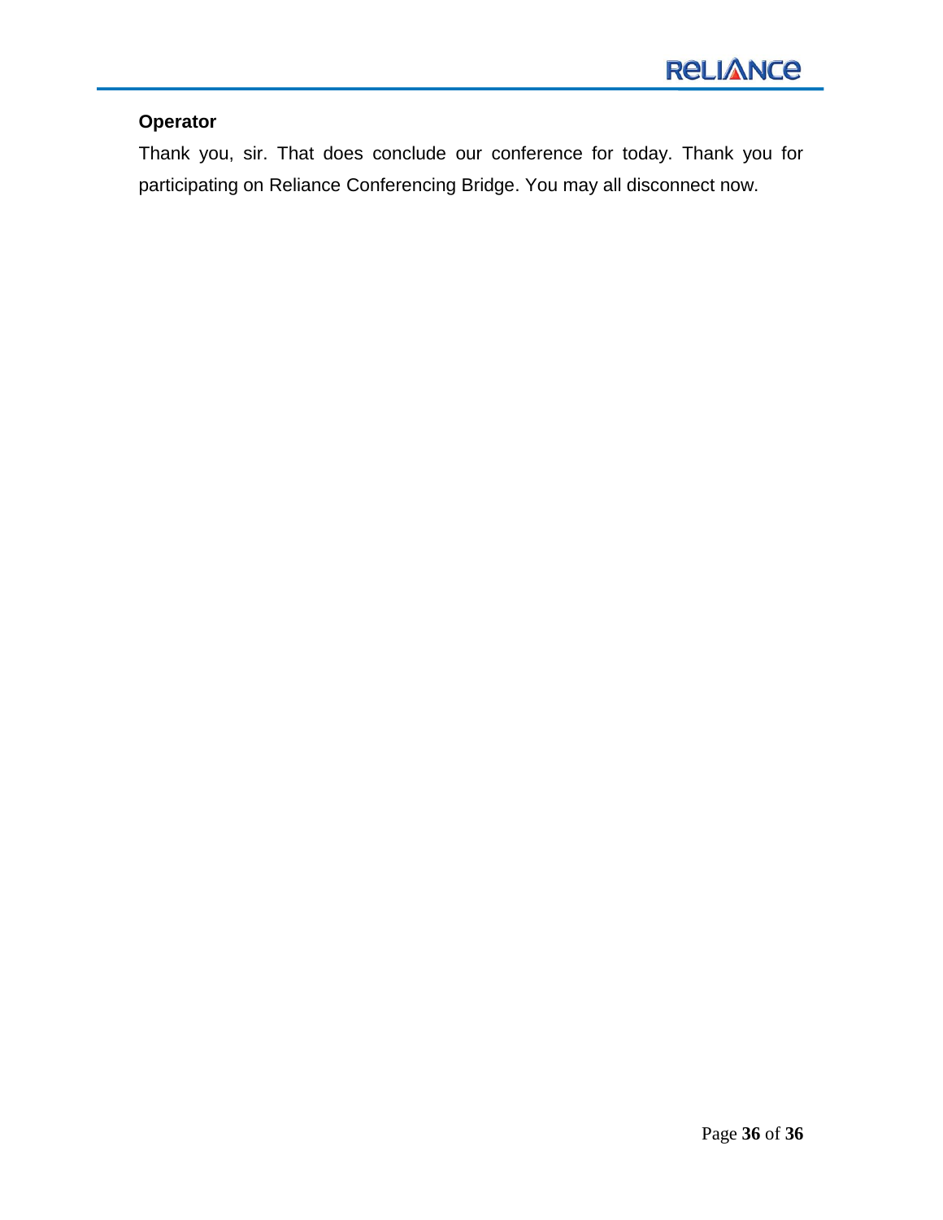**Operator**

Thank you, sir. That does conclude our conference for today. Thank you for participating on Reliance Conferencing Bridge. You may all disconnect now.